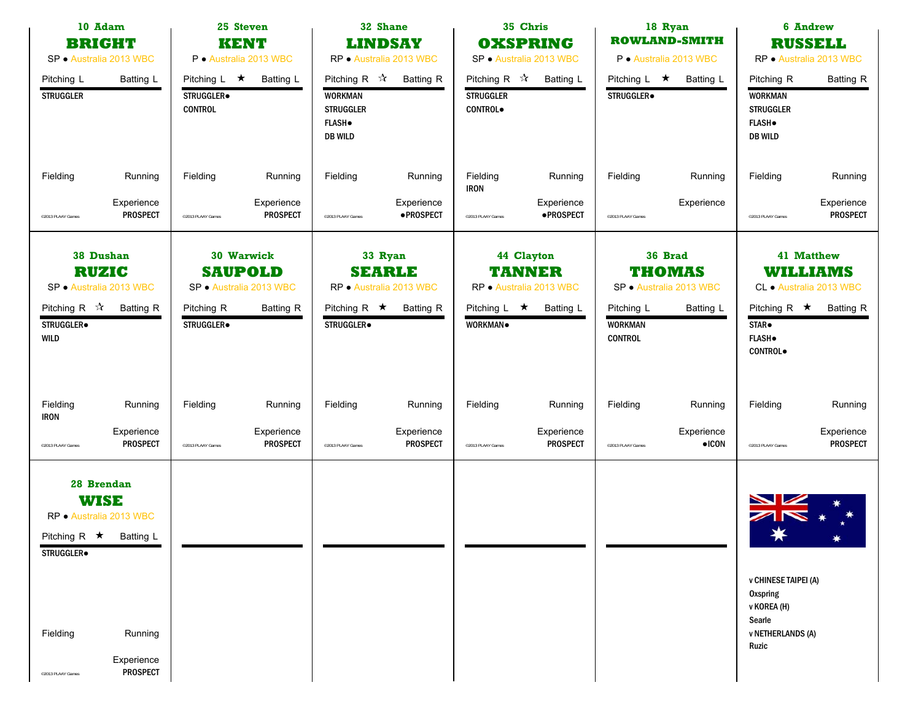## 10 Adam BRIGHT
SP ● Australia 2013 WBC

Pitching L | Batting L

STRUGGLER

Fielding | Running

Experience: PROSPECT

©2013 PLAAY Games

## 25 Steven KENT
P ● Australia 2013 WBC

Pitching L ★ | Batting L

STRUGGLER●
CONTROL

Fielding | Running

Experience: PROSPECT

©2013 PLAAY Games

## 32 Shane LINDSAY
RP ● Australia 2013 WBC

Pitching R ☆ | Batting R

WORKMAN
STRUGGLER
FLASH●
DB WILD

Fielding | Running

Experience: ●PROSPECT

©2013 PLAAY Games

## 35 Chris OXSPRING
SP ● Australia 2013 WBC

Pitching R ☆ | Batting L

STRUGGLER
CONTROL●

Fielding: IRON | Running

Experience: ●PROSPECT

©2013 PLAAY Games

## 18 Ryan ROWLAND-SMITH
P ● Australia 2013 WBC

Pitching L ★ | Batting L

STRUGGLER●

Fielding | Running

Experience

©2013 PLAAY Games

## 6 Andrew RUSSELL
RP ● Australia 2013 WBC

Pitching R | Batting R

WORKMAN
STRUGGLER
FLASH●
DB WILD

Fielding | Running

Experience: PROSPECT

©2013 PLAAY Games

## 38 Dushan RUZIC
SP ● Australia 2013 WBC

Pitching R ☆ | Batting R

STRUGGLER●
WILD

Fielding: IRON | Running

Experience: PROSPECT

©2013 PLAAY Games

## 30 Warwick SAUPOLD
SP ● Australia 2013 WBC

Pitching R | Batting R

STRUGGLER●

Fielding | Running

Experience: PROSPECT

©2013 PLAAY Games

## 33 Ryan SEARLE
RP ● Australia 2013 WBC

Pitching R ★ | Batting R

STRUGGLER●

Fielding | Running

Experience: PROSPECT

©2013 PLAAY Games

## 44 Clayton TANNER
RP ● Australia 2013 WBC

Pitching L ★ | Batting L

WORKMAN●

Fielding | Running

Experience: PROSPECT

©2013 PLAAY Games

## 36 Brad THOMAS
SP ● Australia 2013 WBC

Pitching L | Batting L

WORKMAN
CONTROL

Fielding | Running

Experience: ●ICON

©2013 PLAAY Games

## 41 Matthew WILLIAMS
CL ● Australia 2013 WBC

Pitching R ★ | Batting R

STAR●
FLASH●
CONTROL●

Fielding | Running

Experience: PROSPECT

©2013 PLAAY Games

## 28 Brendan WISE
RP ● Australia 2013 WBC

Pitching R ★ | Batting L

STRUGGLER●

Fielding | Running

Experience: PROSPECT

©2013 PLAAY Games

---

v CHINESE TAIPEI (A)
Oxspring
v KOREA (H)
Searle
v NETHERLANDS (A)
Ruzic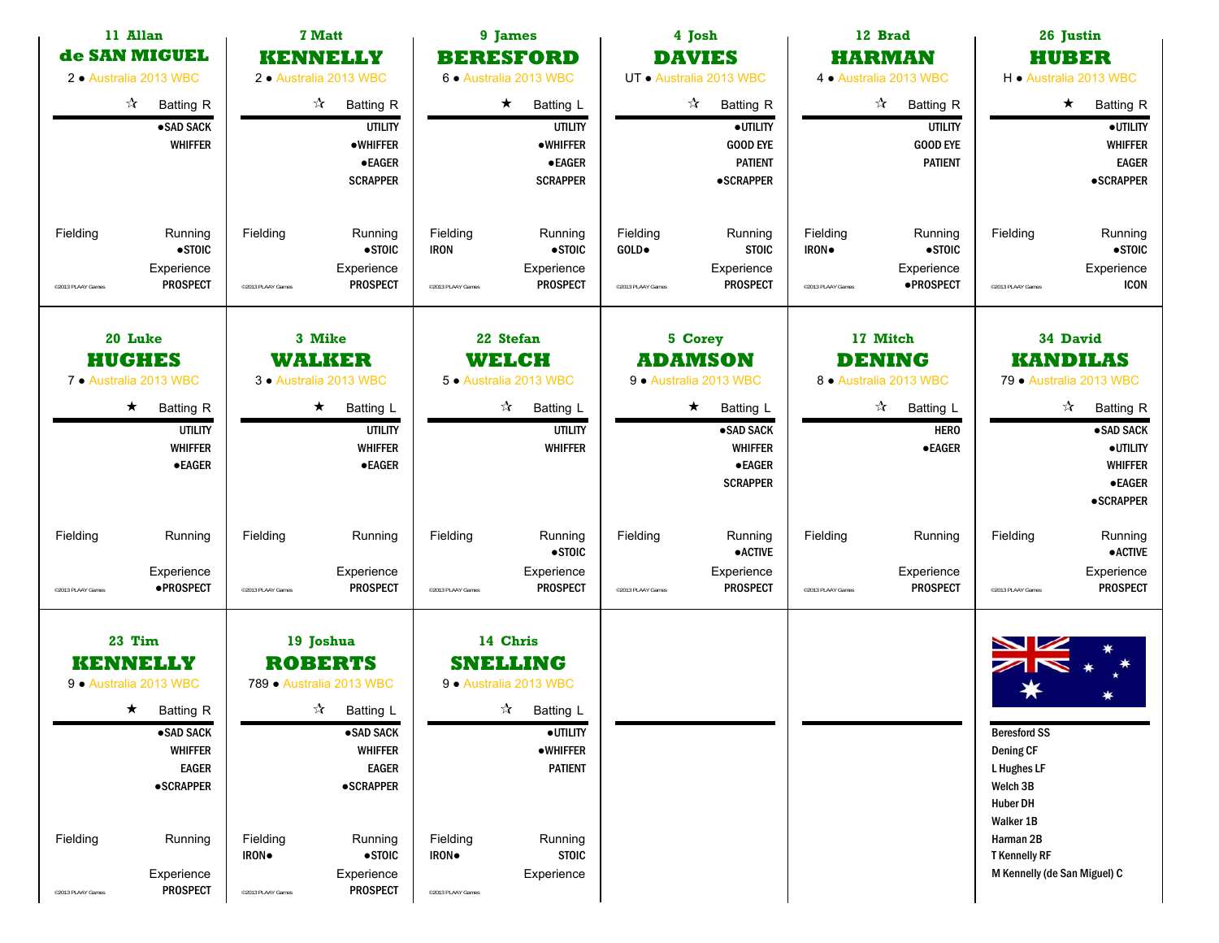## 11 Allan de SAN MIGUEL

2 ● Australia 2013 WBC

☆ Batting R

●SAD SACK
WHIFFER

Fielding

Running
●STOIC

Experience
PROSPECT

©2013 PLAAY Games

## 7 Matt KENNELLY

2 ● Australia 2013 WBC

☆ Batting R

UTILITY
●WHIFFER
●EAGER
SCRAPPER

Fielding

Running
●STOIC

Experience
PROSPECT

©2013 PLAAY Games

## 9 James BERESFORD

6 ● Australia 2013 WBC

★ Batting L

UTILITY
●WHIFFER
●EAGER
SCRAPPER

Fielding
IRON

Running
●STOIC

Experience
PROSPECT

©2013 PLAAY Games

## 4 Josh DAVIES

UT ● Australia 2013 WBC

☆ Batting R

●UTILITY
GOOD EYE
PATIENT
●SCRAPPER

Fielding
GOLD●

Running
STOIC

Experience
PROSPECT

©2013 PLAAY Games

## 12 Brad HARMAN

4 ● Australia 2013 WBC

☆ Batting R

UTILITY
GOOD EYE
PATIENT

Fielding
IRON●

Running
●STOIC

Experience
●PROSPECT

©2013 PLAAY Games

## 26 Justin HUBER

H ● Australia 2013 WBC

★ Batting R

●UTILITY
WHIFFER
EAGER
●SCRAPPER

Fielding

Running
●STOIC

Experience
ICON

©2013 PLAAY Games

## 20 Luke HUGHES

7 ● Australia 2013 WBC

★ Batting R

UTILITY
WHIFFER
●EAGER

Fielding

Running

Experience
●PROSPECT

©2013 PLAAY Games

## 3 Mike WALKER

3 ● Australia 2013 WBC

★ Batting L

UTILITY
WHIFFER
●EAGER

Fielding

Running

Experience
PROSPECT

©2013 PLAAY Games

## 22 Stefan WELCH

5 ● Australia 2013 WBC

☆ Batting L

UTILITY
WHIFFER

Fielding

Running
●STOIC

Experience
PROSPECT

©2013 PLAAY Games

## 5 Corey ADAMSON

9 ● Australia 2013 WBC

★ Batting L

●SAD SACK
WHIFFER
●EAGER
SCRAPPER

Fielding

Running
●ACTIVE

Experience
PROSPECT

©2013 PLAAY Games

## 17 Mitch DENING

8 ● Australia 2013 WBC

☆ Batting L

HERO
●EAGER

Fielding

Running

Experience
PROSPECT

©2013 PLAAY Games

## 34 David KANDILAS

79 ● Australia 2013 WBC

☆ Batting R

●SAD SACK
●UTILITY
WHIFFER
●EAGER
●SCRAPPER

Fielding

Running
●ACTIVE

Experience
PROSPECT

©2013 PLAAY Games

## 23 Tim KENNELLY

9 ● Australia 2013 WBC

★ Batting R

●SAD SACK
WHIFFER
EAGER
●SCRAPPER

Fielding

Running

Experience
PROSPECT

©2013 PLAAY Games

## 19 Joshua ROBERTS

789 ● Australia 2013 WBC

☆ Batting L

●SAD SACK
WHIFFER
EAGER
●SCRAPPER

Fielding
IRON●

Running
●STOIC

Experience
PROSPECT

©2013 PLAAY Games

## 14 Chris SNELLING

9 ● Australia 2013 WBC

☆ Batting L

●UTILITY
●WHIFFER
PATIENT

Fielding
IRON●

Running
STOIC

Experience

©2013 PLAAY Games

---

Beresford SS
Dening CF
L Hughes LF
Welch 3B
Huber DH
Walker 1B
Harman 2B
T Kennelly RF
M Kennelly (de San Miguel) C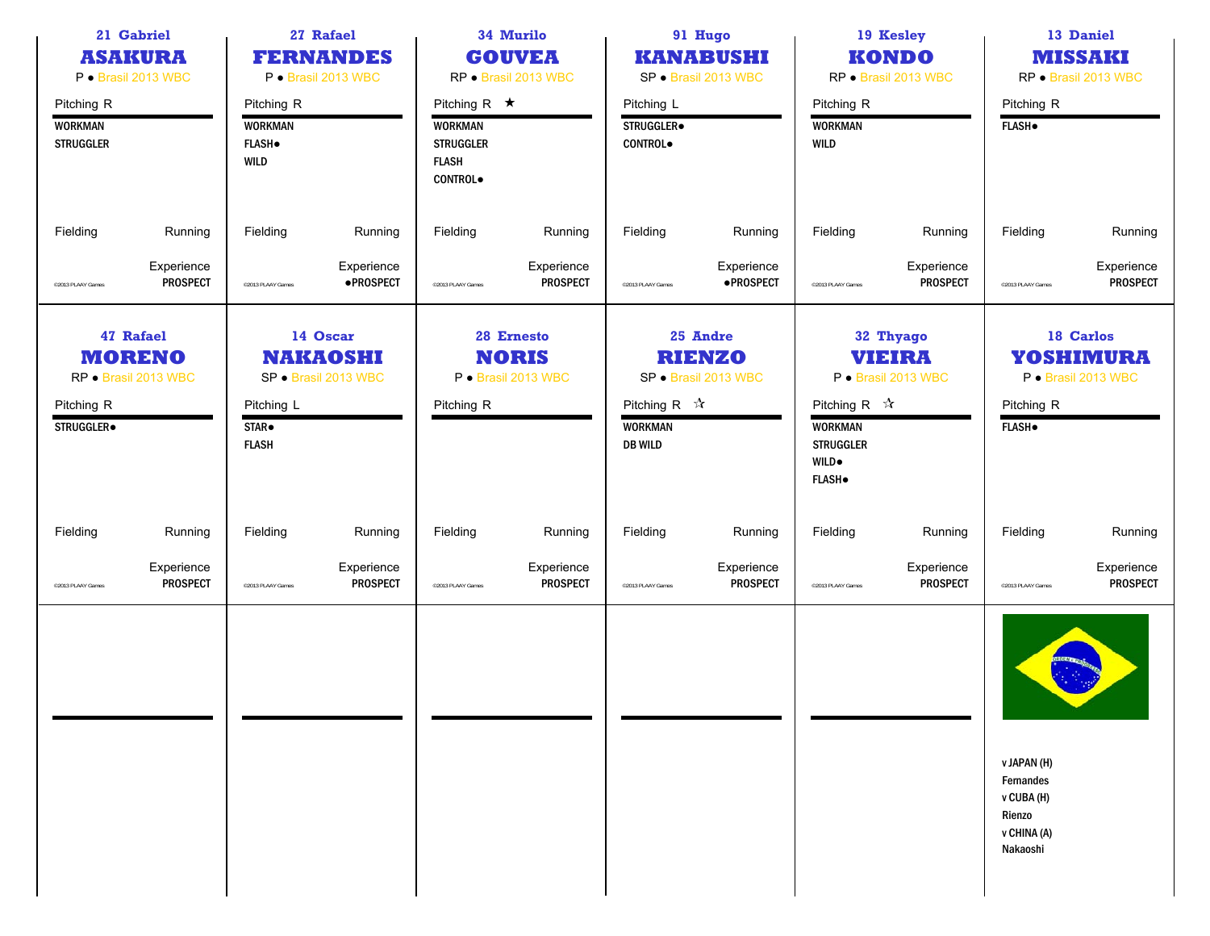## 21 Gabriel ASAKURA
P • Brasil 2013 WBC

Pitching R

WORKMAN
STRUGGLER

Fielding | Running

Experience
PROSPECT

©2013 PLAAY Games

## 27 Rafael FERNANDES
P • Brasil 2013 WBC

Pitching R

WORKMAN
FLASH•
WILD

Fielding | Running

Experience
•PROSPECT

©2013 PLAAY Games

## 34 Murilo GOUVEA
RP • Brasil 2013 WBC

Pitching R ★

WORKMAN
STRUGGLER
FLASH
CONTROL•

Fielding | Running

Experience
PROSPECT

©2013 PLAAY Games

## 91 Hugo KANABUSHI
SP • Brasil 2013 WBC

Pitching L

STRUGGLER•
CONTROL•

Fielding | Running

Experience
•PROSPECT

©2013 PLAAY Games

## 19 Kesley KONDO
RP • Brasil 2013 WBC

Pitching R

WORKMAN
WILD

Fielding | Running

Experience
PROSPECT

©2013 PLAAY Games

## 13 Daniel MISSAKI
RP • Brasil 2013 WBC

Pitching R

FLASH•

Fielding | Running

Experience
PROSPECT

©2013 PLAAY Games

## 47 Rafael MORENO
RP • Brasil 2013 WBC

Pitching R

STRUGGLER•

Fielding | Running

Experience
PROSPECT

©2013 PLAAY Games

## 14 Oscar NAKAOSHI
SP • Brasil 2013 WBC

Pitching L

STAR•
FLASH

Fielding | Running

Experience
PROSPECT

©2013 PLAAY Games

## 28 Ernesto NORIS
P • Brasil 2013 WBC

Pitching R

Fielding | Running

Experience
PROSPECT

©2013 PLAAY Games

## 25 Andre RIENZO
SP • Brasil 2013 WBC

Pitching R ☆

WORKMAN
DB WILD

Fielding | Running

Experience
PROSPECT

©2013 PLAAY Games

## 32 Thyago VIEIRA
P • Brasil 2013 WBC

Pitching R ☆

WORKMAN
STRUGGLER
WILD•
FLASH•

Fielding | Running

Experience
PROSPECT

©2013 PLAAY Games

## 18 Carlos YOSHIMURA
P • Brasil 2013 WBC

Pitching R

FLASH•

Fielding | Running

Experience
PROSPECT

©2013 PLAAY Games

---

v JAPAN (H)
Fernandes
v CUBA (H)
Rienzo
v CHINA (A)
Nakaoshi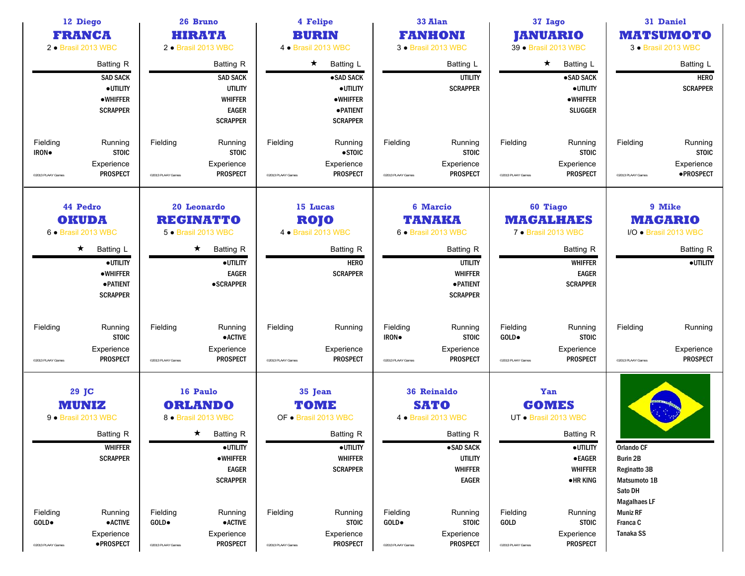## 12 Diego FRANCA

2 ● Brasil 2013 WBC

Batting R

SAD SACK
●UTILITY
●WHIFFER
SCRAPPER

Fielding: IRON●
Running: STOIC
Experience: PROSPECT

©2013 PLAAY Games

## 26 Bruno HIRATA

2 ● Brasil 2013 WBC

Batting R

SAD SACK
UTILITY
WHIFFER
EAGER
SCRAPPER

Fielding
Running: STOIC
Experience: PROSPECT

©2013 PLAAY Games

## 4 Felipe BURIN

4 ● Brasil 2013 WBC

★ Batting L

●SAD SACK
●UTILITY
●WHIFFER
●PATIENT
SCRAPPER

Fielding
Running: ●STOIC
Experience: PROSPECT

©2013 PLAAY Games

## 33 Alan FANHONI

3 ● Brasil 2013 WBC

Batting L

UTILITY
SCRAPPER

Fielding
Running: STOIC
Experience: PROSPECT

©2013 PLAAY Games

## 37 Iago JANUARIO

39 ● Brasil 2013 WBC

★ Batting L

●SAD SACK
●UTILITY
●WHIFFER
SLUGGER

Fielding
Running: STOIC
Experience: PROSPECT

©2013 PLAAY Games

## 31 Daniel MATSUMOTO

3 ● Brasil 2013 WBC

Batting L

HERO
SCRAPPER

Fielding
Running: STOIC
Experience: ●PROSPECT

©2013 PLAAY Games

## 44 Pedro OKUDA

6 ● Brasil 2013 WBC

★ Batting L

●UTILITY
●WHIFFER
●PATIENT
SCRAPPER

Fielding
Running: STOIC
Experience: PROSPECT

©2013 PLAAY Games

## 20 Leonardo REGINATTO

5 ● Brasil 2013 WBC

★ Batting R

●UTILITY
EAGER
●SCRAPPER

Fielding
Running: ●ACTIVE
Experience: PROSPECT

©2013 PLAAY Games

## 15 Lucas ROJO

4 ● Brasil 2013 WBC

Batting R

HERO
SCRAPPER

Fielding
Running
Experience: PROSPECT

©2013 PLAAY Games

## 6 Marcio TANAKA

6 ● Brasil 2013 WBC

Batting R

UTILITY
WHIFFER
●PATIENT
SCRAPPER

Fielding: IRON●
Running: STOIC
Experience: PROSPECT

©2013 PLAAY Games

## 60 Tiago MAGALHAES

7 ● Brasil 2013 WBC

Batting R

WHIFFER
EAGER
SCRAPPER

Fielding: GOLD●
Running: STOIC
Experience: PROSPECT

©2013 PLAAY Games

## 9 Mike MAGARIO

I/O ● Brasil 2013 WBC

Batting R

●UTILITY

Fielding
Running
Experience: PROSPECT

©2013 PLAAY Games

## 29 JC MUNIZ

9 ● Brasil 2013 WBC

Batting R

WHIFFER
SCRAPPER

Fielding: GOLD●
Running: ●ACTIVE
Experience: ●PROSPECT

©2013 PLAAY Games

## 16 Paulo ORLANDO

8 ● Brasil 2013 WBC

★ Batting R

●UTILITY
●WHIFFER
EAGER
SCRAPPER

Fielding: GOLD●
Running: ●ACTIVE
Experience: PROSPECT

©2013 PLAAY Games

## 35 Jean TOME

OF ● Brasil 2013 WBC

Batting R

●UTILITY
WHIFFER
SCRAPPER

Fielding
Running: STOIC
Experience: PROSPECT

©2013 PLAAY Games

## 36 Reinaldo SATO

4 ● Brasil 2013 WBC

Batting R

●SAD SACK
UTILITY
WHIFFER
EAGER

Fielding: GOLD●
Running: STOIC
Experience: PROSPECT

©2013 PLAAY Games

## Yan GOMES

UT ● Brasil 2013 WBC

Batting R

●UTILITY
●EAGER
WHIFFER
●HR KING

Fielding: GOLD
Running: STOIC
Experience: PROSPECT

©2013 PLAAY Games

## Lineup

Orlando CF
Burin 2B
Reginatto 3B
Matsumoto 1B
Sato DH
Magalhaes LF
Muniz RF
Franca C
Tanaka SS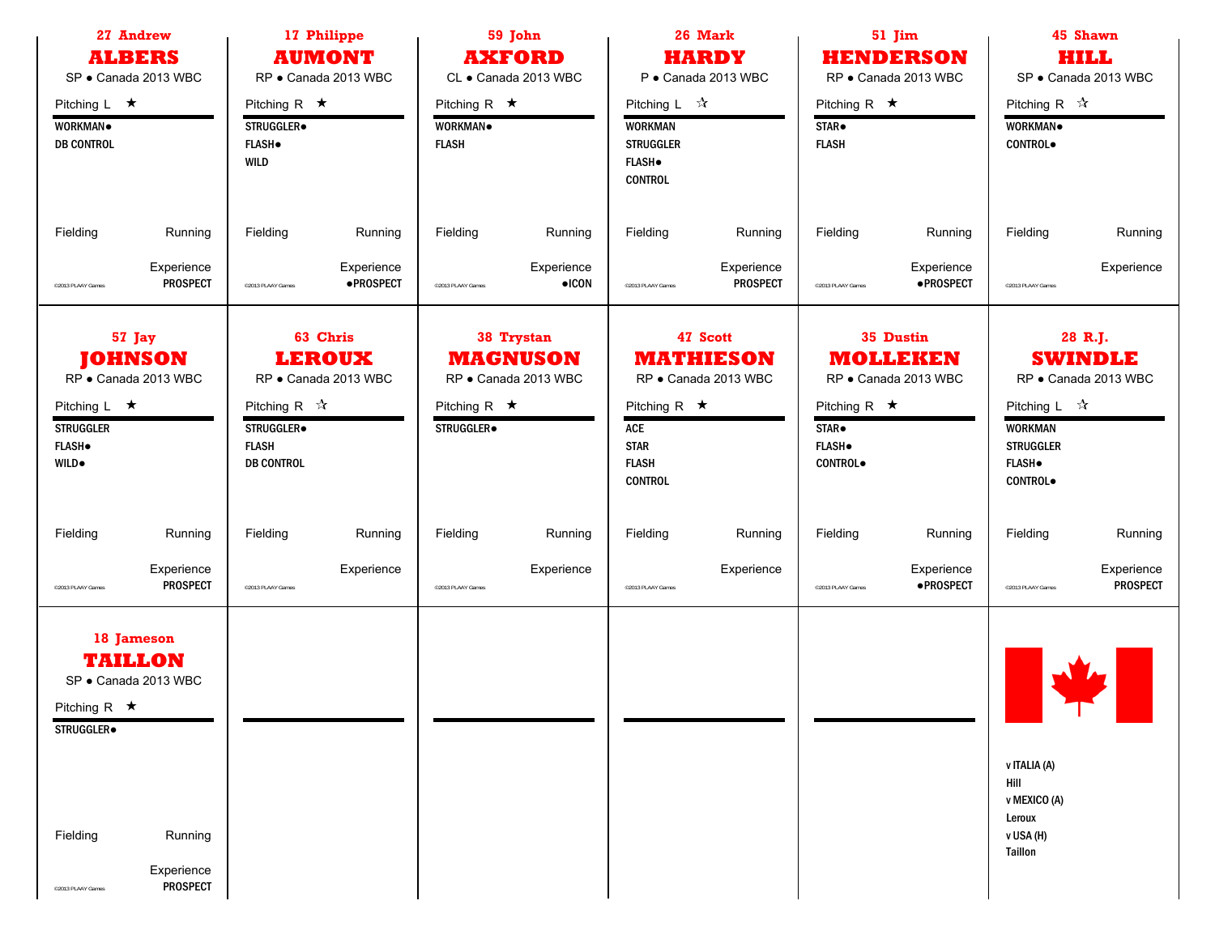## 27 Andrew ALBERS

SP • Canada 2013 WBC

Pitching L ★

WORKMAN●
DB CONTROL

Fielding Running

Experience
PROSPECT

©2013 PLAAY Games

## 17 Philippe AUMONT

RP • Canada 2013 WBC

Pitching R ★

STRUGGLER●
FLASH●
WILD

Fielding Running

Experience
●PROSPECT

©2013 PLAAY Games

## 59 John AXFORD

CL • Canada 2013 WBC

Pitching R ★

WORKMAN●
FLASH

Fielding Running

Experience
●ICON

©2013 PLAAY Games

## 26 Mark HARDY

P • Canada 2013 WBC

Pitching L ☆

WORKMAN
STRUGGLER
FLASH●
CONTROL

Fielding Running

Experience
PROSPECT

©2013 PLAAY Games

## 51 Jim HENDERSON

RP • Canada 2013 WBC

Pitching R ★

STAR●
FLASH

Fielding Running

Experience
●PROSPECT

©2013 PLAAY Games

## 45 Shawn HILL

SP • Canada 2013 WBC

Pitching R ☆

WORKMAN●
CONTROL●

Fielding Running

Experience

©2013 PLAAY Games

## 57 Jay JOHNSON

RP • Canada 2013 WBC

Pitching L ★

STRUGGLER
FLASH●
WILD●

Fielding Running

Experience
PROSPECT

©2013 PLAAY Games

## 63 Chris LEROUX

RP • Canada 2013 WBC

Pitching R ☆

STRUGGLER●
FLASH
DB CONTROL

Fielding Running

Experience

©2013 PLAAY Games

## 38 Trystan MAGNUSON

RP • Canada 2013 WBC

Pitching R ★

STRUGGLER●

Fielding Running

Experience

©2013 PLAAY Games

## 47 Scott MATHIESON

RP • Canada 2013 WBC

Pitching R ★

ACE
STAR
FLASH
CONTROL

Fielding Running

Experience

©2013 PLAAY Games

## 35 Dustin MOLLEKEN

RP • Canada 2013 WBC

Pitching R ★

STAR●
FLASH●
CONTROL●

Fielding Running

Experience
●PROSPECT

©2013 PLAAY Games

## 28 R.J. SWINDLE

RP • Canada 2013 WBC

Pitching L ☆

WORKMAN
STRUGGLER
FLASH●
CONTROL●

Fielding Running

Experience
PROSPECT

©2013 PLAAY Games

## 18 Jameson TAILLON

SP • Canada 2013 WBC

Pitching R ★

STRUGGLER●

Fielding Running

Experience
PROSPECT

©2013 PLAAY Games

v ITALIA (A)
Hill
v MEXICO (A)
Leroux
v USA (H)
Taillon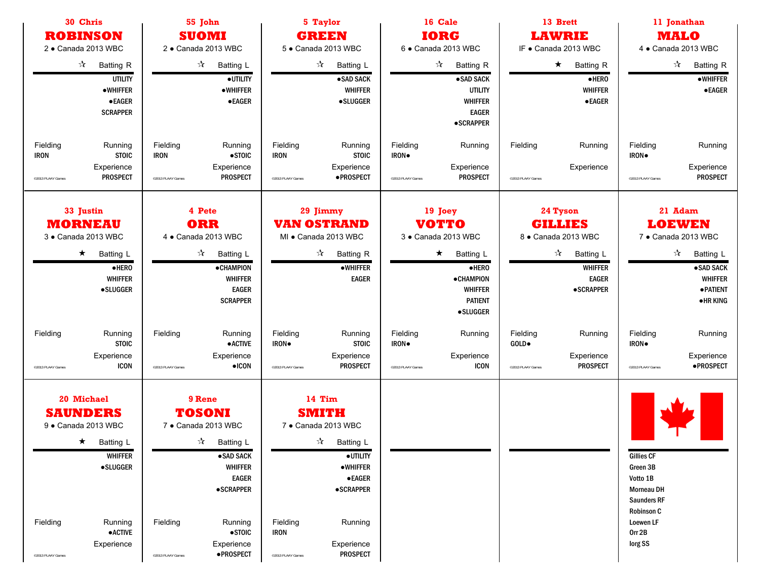## 30 Chris ROBINSON

2 • Canada 2013 WBC

☆ Batting R

UTILITY
●WHIFFER
●EAGER
SCRAPPER

Fielding: IRON
Running: STOIC
Experience: PROSPECT

©2013 PLAAY Games

## 55 John SUOMI

2 • Canada 2013 WBC

☆ Batting L

●UTILITY
●WHIFFER
●EAGER

Fielding: IRON
Running: ●STOIC
Experience: PROSPECT

©2013 PLAAY Games

## 5 Taylor GREEN

5 • Canada 2013 WBC

☆ Batting L

●SAD SACK
WHIFFER
●SLUGGER

Fielding: IRON
Running: STOIC
Experience: ●PROSPECT

©2013 PLAAY Games

## 16 Cale IORG

6 • Canada 2013 WBC

☆ Batting R

●SAD SACK
UTILITY
WHIFFER
EAGER
●SCRAPPER

Fielding: IRON●
Running:
Experience: PROSPECT

©2013 PLAAY Games

## 13 Brett LAWRIE

IF • Canada 2013 WBC

★ Batting R

●HERO
WHIFFER
●EAGER

Fielding:
Running:
Experience:

©2013 PLAAY Games

## 11 Jonathan MALO

4 • Canada 2013 WBC

☆ Batting R

●WHIFFER
●EAGER

Fielding: IRON●
Running:
Experience: PROSPECT

©2013 PLAAY Games

## 33 Justin MORNEAU

3 • Canada 2013 WBC

★ Batting L

●HERO
WHIFFER
●SLUGGER

Fielding:
Running: STOIC
Experience: ICON

©2013 PLAAY Games

## 4 Pete ORR

4 • Canada 2013 WBC

☆ Batting L

●CHAMPION
WHIFFER
EAGER
SCRAPPER

Fielding:
Running: ●ACTIVE
Experience: ●ICON

©2013 PLAAY Games

## 29 Jimmy VAN OSTRAND

MI • Canada 2013 WBC

☆ Batting R

●WHIFFER
EAGER

Fielding: IRON●
Running: STOIC
Experience: PROSPECT

©2013 PLAAY Games

## 19 Joey VOTTO

3 • Canada 2013 WBC

★ Batting L

●HERO
●CHAMPION
WHIFFER
PATIENT
●SLUGGER

Fielding: IRON●
Running:
Experience: ICON

©2013 PLAAY Games

## 24 Tyson GILLIES

8 • Canada 2013 WBC

☆ Batting L

WHIFFER
EAGER
●SCRAPPER

Fielding: GOLD●
Running:
Experience: PROSPECT

©2013 PLAAY Games

## 21 Adam LOEWEN

7 • Canada 2013 WBC

☆ Batting L

●SAD SACK
WHIFFER
●PATIENT
●HR KING

Fielding: IRON●
Running:
Experience: ●PROSPECT

©2013 PLAAY Games

## 20 Michael SAUNDERS

9 • Canada 2013 WBC

★ Batting L

WHIFFER
●SLUGGER

Fielding:
Running: ●ACTIVE
Experience:

©2013 PLAAY Games

## 9 Rene TOSONI

7 • Canada 2013 WBC

☆ Batting L

●SAD SACK
WHIFFER
EAGER
●SCRAPPER

Fielding:
Running: ●STOIC
Experience: ●PROSPECT

©2013 PLAAY Games

## 14 Tim SMITH

7 • Canada 2013 WBC

☆ Batting L

●UTILITY
●WHIFFER
●EAGER
●SCRAPPER

Fielding: IRON
Running:
Experience: PROSPECT

©2013 PLAAY Games

---

Gillies CF
Green 3B
Votto 1B
Morneau DH
Saunders RF
Robinson C
Loewen LF
Orr 2B
Iorg SS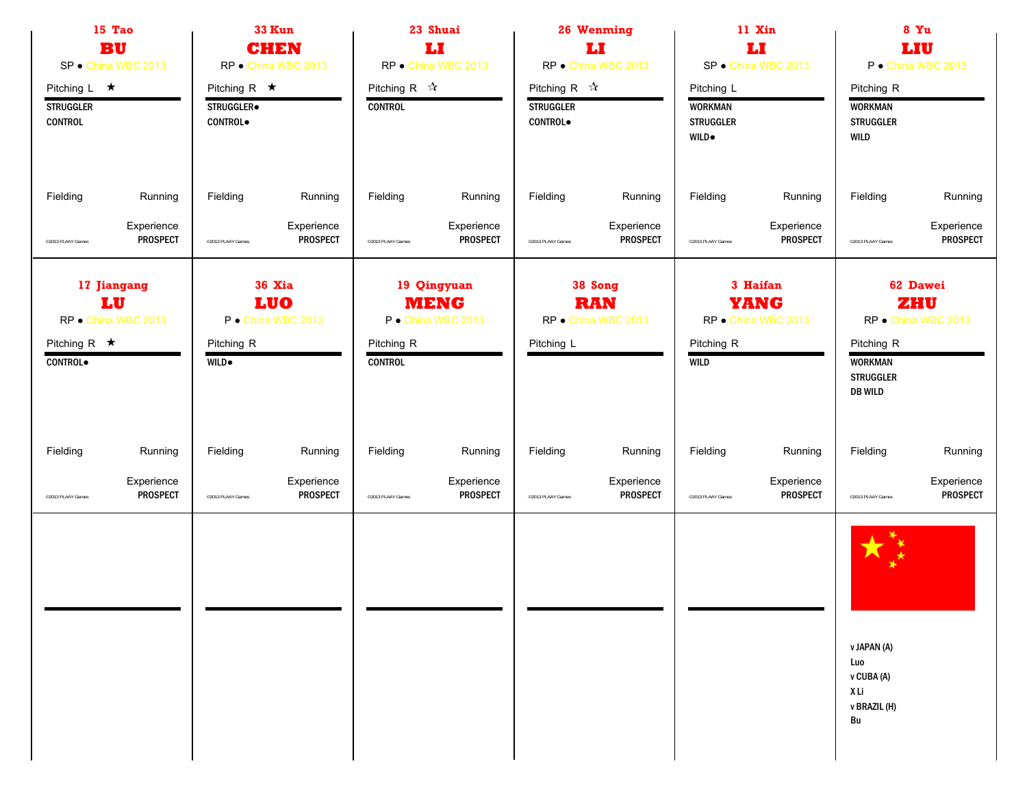## 15 Tao BU

SP • China WBC 2013

Pitching L ★

STRUGGLER
CONTROL

Fielding Running

Experience PROSPECT

©2013 PLAAY Games

## 33 Kun CHEN

RP • China WBC 2013

Pitching R ★

STRUGGLER•
CONTROL•

Fielding Running

Experience PROSPECT

©2013 PLAAY Games

## 23 Shuai LI

RP • China WBC 2013

Pitching R ☆

CONTROL

Fielding Running

Experience PROSPECT

©2013 PLAAY Games

## 26 Wenming LI

RP • China WBC 2013

Pitching R ☆

STRUGGLER
CONTROL•

Fielding Running

Experience PROSPECT

©2013 PLAAY Games

## 11 Xin LI

SP • China WBC 2013

Pitching L

WORKMAN
STRUGGLER
WILD•

Fielding Running

Experience PROSPECT

©2013 PLAAY Games

## 8 Yu LIU

P • China WBC 2013

Pitching R

WORKMAN
STRUGGLER
WILD

Fielding Running

Experience PROSPECT

©2013 PLAAY Games

## 17 Jiangang LU

RP • China WBC 2013

Pitching R ★

CONTROL•

Fielding Running

Experience PROSPECT

©2013 PLAAY Games

## 36 Xia LUO

P • China WBC 2013

Pitching R

WILD•

Fielding Running

Experience PROSPECT

©2013 PLAAY Games

## 19 Qingyuan MENG

P • China WBC 2013

Pitching R

CONTROL

Fielding Running

Experience PROSPECT

©2013 PLAAY Games

## 38 Song RAN

RP • China WBC 2013

Pitching L

Fielding Running

Experience PROSPECT

©2013 PLAAY Games

## 3 Haifan YANG

RP • China WBC 2013

Pitching R

WILD

Fielding Running

Experience PROSPECT

©2013 PLAAY Games

## 62 Dawei ZHU

RP • China WBC 2013

Pitching R

WORKMAN
STRUGGLER
DB WILD

Fielding Running

Experience PROSPECT

©2013 PLAAY Games

v JAPAN (A)
Luo
v CUBA (A)
X Li
v BRAZIL (H)
Bu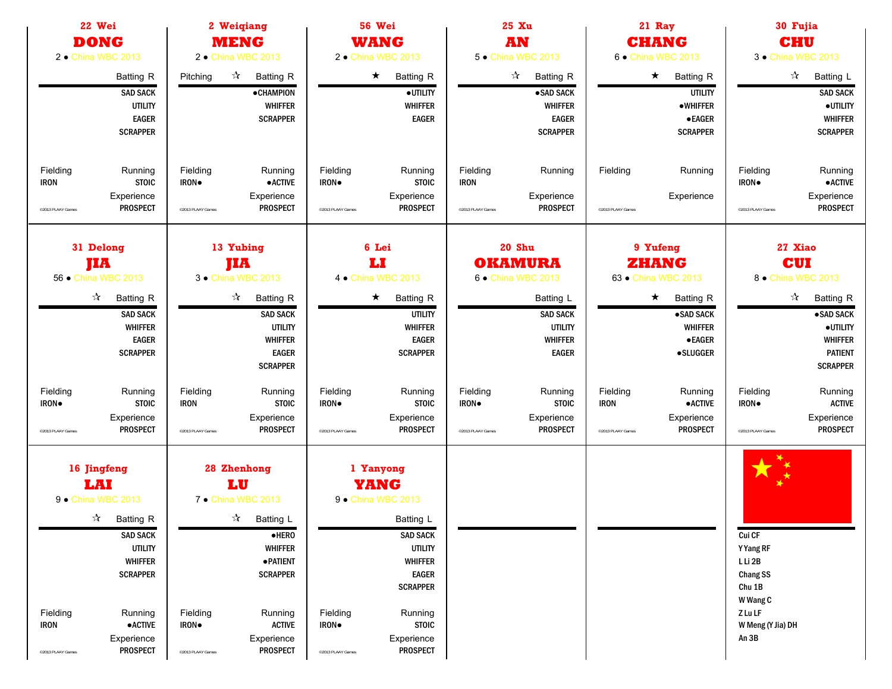## 22 Wei DONG

2 ● China WBC 2013

Batting R

SAD SACK
UTILITY
EAGER
SCRAPPER

Fielding: IRON
Running: STOIC
Experience: PROSPECT

©2013 PLAAY Games

## 2 Weiqiang MENG

2 ● China WBC 2013

Pitching ☆ Batting R

●CHAMPION
WHIFFER
SCRAPPER

Fielding: IRON●
Running: ●ACTIVE
Experience: PROSPECT

©2013 PLAAY Games

## 56 Wei WANG

2 ● China WBC 2013

★ Batting R

●UTILITY
WHIFFER
EAGER

Fielding: IRON●
Running: STOIC
Experience: PROSPECT

©2013 PLAAY Games

## 25 Xu AN

5 ● China WBC 2013

☆ Batting R

●SAD SACK
WHIFFER
EAGER
SCRAPPER

Fielding: IRON
Running:
Experience: PROSPECT

©2013 PLAAY Games

## 21 Ray CHANG

6 ● China WBC 2013

★ Batting R

UTILITY
●WHIFFER
●EAGER
SCRAPPER

Fielding:
Running:
Experience:

©2013 PLAAY Games

## 30 Fujia CHU

3 ● China WBC 2013

☆ Batting L

SAD SACK
●UTILITY
WHIFFER
SCRAPPER

Fielding: IRON●
Running: ●ACTIVE
Experience: PROSPECT

©2013 PLAAY Games

## 31 Delong JIA

56 ● China WBC 2013

☆ Batting R

SAD SACK
WHIFFER
EAGER
SCRAPPER

Fielding: IRON●
Running: STOIC
Experience: PROSPECT

©2013 PLAAY Games

## 13 Yubing JIA

3 ● China WBC 2013

☆ Batting R

SAD SACK
UTILITY
WHIFFER
EAGER
SCRAPPER

Fielding: IRON
Running: STOIC
Experience: PROSPECT

©2013 PLAAY Games

## 6 Lei LI

4 ● China WBC 2013

★ Batting R

UTILITY
WHIFFER
EAGER
SCRAPPER

Fielding: IRON●
Running: STOIC
Experience: PROSPECT

©2013 PLAAY Games

## 20 Shu OKAMURA

6 ● China WBC 2013

Batting L

SAD SACK
UTILITY
WHIFFER
EAGER

Fielding: IRON●
Running: STOIC
Experience: PROSPECT

©2013 PLAAY Games

## 9 Yufeng ZHANG

63 ● China WBC 2013

★ Batting R

●SAD SACK
WHIFFER
●EAGER
●SLUGGER

Fielding: IRON
Running: ●ACTIVE
Experience: PROSPECT

©2013 PLAAY Games

## 27 Xiao CUI

8 ● China WBC 2013

☆ Batting R

●SAD SACK
●UTILITY
WHIFFER
PATIENT
SCRAPPER

Fielding: IRON●
Running: ACTIVE
Experience: PROSPECT

©2013 PLAAY Games

## 16 Jingfeng LAI

9 ● China WBC 2013

☆ Batting R

SAD SACK
UTILITY
WHIFFER
SCRAPPER

Fielding: IRON
Running: ●ACTIVE
Experience: PROSPECT

©2013 PLAAY Games

## 28 Zhenhong LU

7 ● China WBC 2013

☆ Batting L

●HERO
WHIFFER
●PATIENT
SCRAPPER

Fielding: IRON●
Running: ACTIVE
Experience: PROSPECT

©2013 PLAAY Games

## 1 Yanyong YANG

9 ● China WBC 2013

Batting L

SAD SACK
UTILITY
WHIFFER
EAGER
SCRAPPER

Fielding: IRON●
Running: STOIC
Experience: PROSPECT

©2013 PLAAY Games

## Lineup

Cui CF
Y Yang RF
L Li 2B
Chang SS
Chu 1B
W Wang C
Z Lu LF
W Meng (Y Jia) DH
An 3B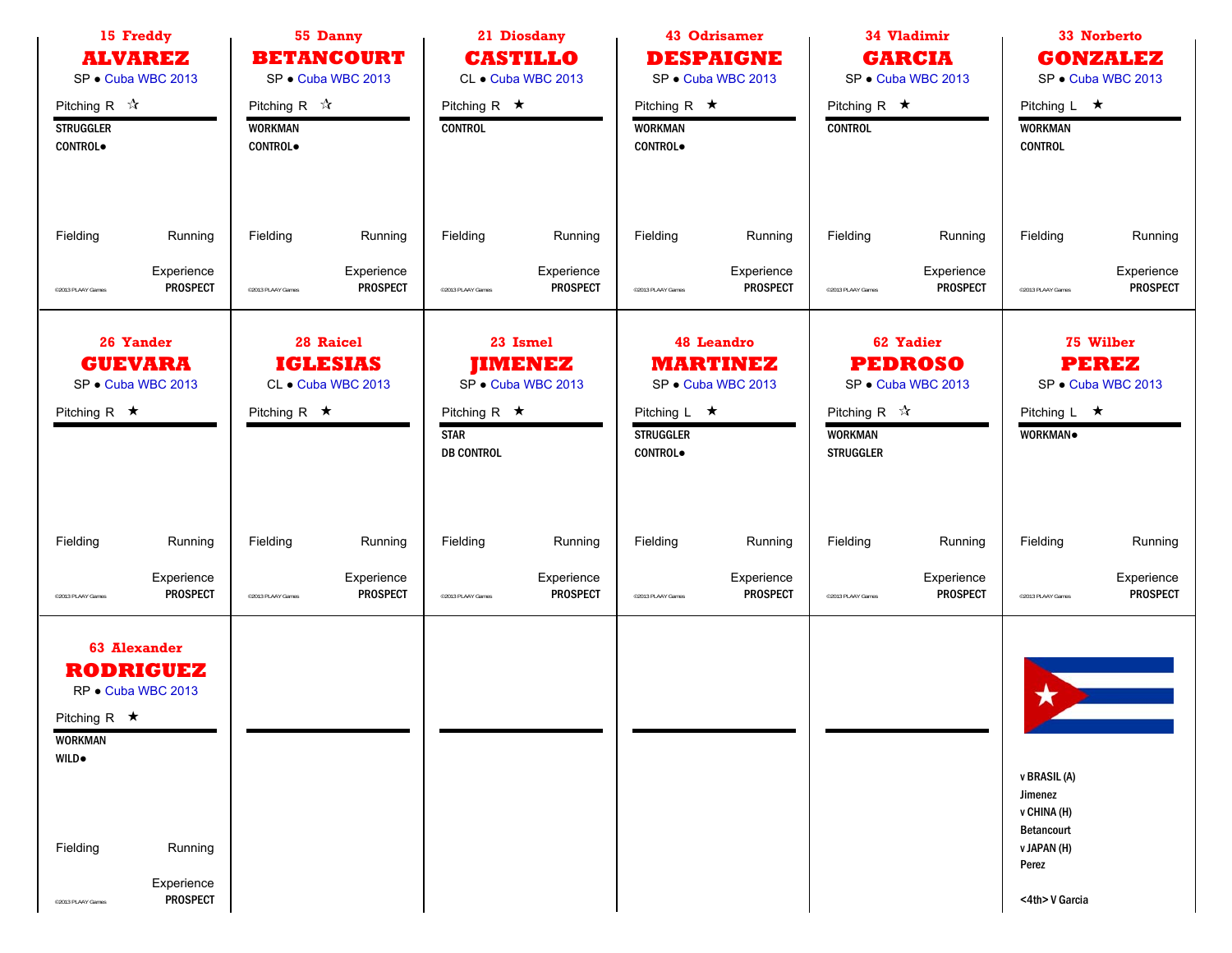## 15 Freddy ALVAREZ
SP • Cuba WBC 2013

Pitching R ☆

STRUGGLER
CONTROL●

Fielding | Running

Experience PROSPECT

©2013 PLAAY Games

## 55 Danny BETANCOURT
SP • Cuba WBC 2013

Pitching R ☆

WORKMAN
CONTROL●

Fielding | Running

Experience PROSPECT

©2013 PLAAY Games

## 21 Diosdany CASTILLO
CL • Cuba WBC 2013

Pitching R ★

CONTROL

Fielding | Running

Experience PROSPECT

©2013 PLAAY Games

## 43 Odrisamer DESPAIGNE
SP • Cuba WBC 2013

Pitching R ★

WORKMAN
CONTROL●

Fielding | Running

Experience PROSPECT

©2013 PLAAY Games

## 34 Vladimir GARCIA
SP • Cuba WBC 2013

Pitching R ★

CONTROL

Fielding | Running

Experience PROSPECT

©2013 PLAAY Games

## 33 Norberto GONZALEZ
SP • Cuba WBC 2013

Pitching L ★

WORKMAN
CONTROL

Fielding | Running

Experience PROSPECT

©2013 PLAAY Games

## 26 Yander GUEVARA
SP • Cuba WBC 2013

Pitching R ★

Fielding | Running

Experience PROSPECT

©2013 PLAAY Games

## 28 Raicel IGLESIAS
CL • Cuba WBC 2013

Pitching R ★

Fielding | Running

Experience PROSPECT

©2013 PLAAY Games

## 23 Ismel JIMENEZ
SP • Cuba WBC 2013

Pitching R ★

STAR
DB CONTROL

Fielding | Running

Experience ★ PROSPECT

©2013 PLAAY Games

## 48 Leandro MARTINEZ
SP • Cuba WBC 2013

Pitching L ★

STRUGGLER
CONTROL●

Fielding | Running

Experience PROSPECT

©2013 PLAAY Games

## 62 Yadier PEDROSO
SP • Cuba WBC 2013

Pitching R ☆

WORKMAN
STRUGGLER

Fielding | Running

Experience PROSPECT

©2013 PLAAY Games

## 75 Wilber PEREZ
SP • Cuba WBC 2013

Pitching L ★

WORKMAN●

Fielding | Running

Experience PROSPECT

©2013 PLAAY Games

## 63 Alexander RODRIGUEZ
RP • Cuba WBC 2013

Pitching R ★

WORKMAN
WILD●

Fielding | Running

Experience PROSPECT

©2013 PLAAY Games

---

v BRASIL (A)
Jimenez
v CHINA (H)
Betancourt
v JAPAN (H)
Perez

<4th> V Garcia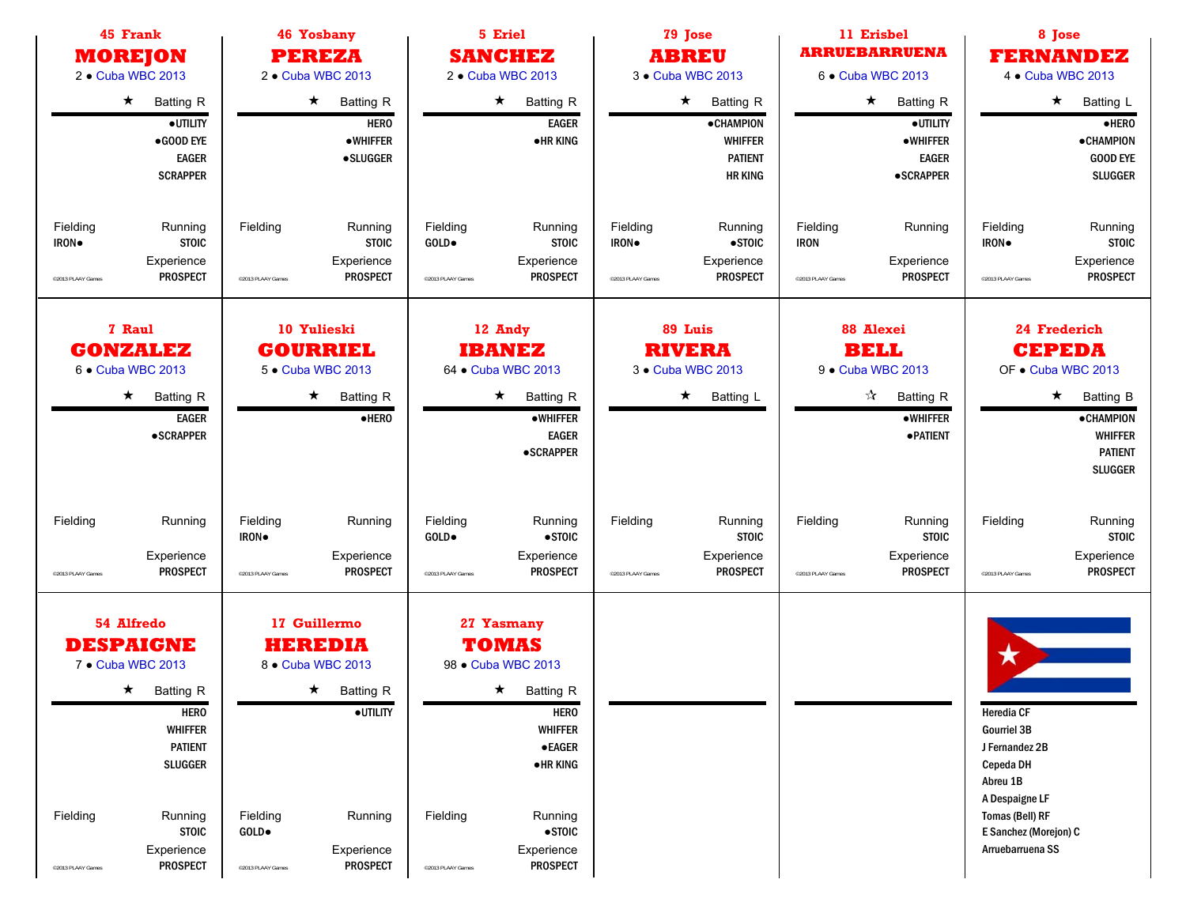### 45 Frank MOREJON
2 • Cuba WBC 2013

★ Batting R

●UTILITY
●GOOD EYE
EAGER
SCRAPPER

Fielding: IRON●
Running: STOIC
Experience: PROSPECT

©2013 PLAAY Games

### 46 Yosbany PEREZA
2 • Cuba WBC 2013

★ Batting R

HERO
●WHIFFER
●SLUGGER

Fielding:
Running: STOIC
Experience: PROSPECT

©2013 PLAAY Games

### 5 Eriel SANCHEZ
2 • Cuba WBC 2013

★ Batting R

EAGER
●HR KING

Fielding: GOLD●
Running: STOIC
Experience: PROSPECT

©2013 PLAAY Games

### 79 Jose ABREU
3 • Cuba WBC 2013

★ Batting R

●CHAMPION
WHIFFER
PATIENT
HR KING

Fielding: IRON●
Running: ●STOIC
Experience: PROSPECT

©2013 PLAAY Games

### 11 Erisbel ARRUEBARRUENA
6 • Cuba WBC 2013

★ Batting R

●UTILITY
●WHIFFER
EAGER
●SCRAPPER

Fielding: IRON
Running:
Experience: PROSPECT

©2013 PLAAY Games

### 8 Jose FERNANDEZ
4 • Cuba WBC 2013

★ Batting L

●HERO
●CHAMPION
GOOD EYE
SLUGGER

Fielding: IRON●
Running: STOIC
Experience: PROSPECT

©2013 PLAAY Games

### 7 Raul GONZALEZ
6 • Cuba WBC 2013

★ Batting R

EAGER
●SCRAPPER

Fielding:
Running:
Experience: PROSPECT

©2013 PLAAY Games

### 10 Yulieski GOURRIEL
5 • Cuba WBC 2013

★ Batting R

●HERO

Fielding: IRON●
Running:
Experience: PROSPECT

©2013 PLAAY Games

### 12 Andy IBANEZ
64 • Cuba WBC 2013

★ Batting R

●WHIFFER
EAGER
●SCRAPPER

Fielding: GOLD●
Running: ●STOIC
Experience: PROSPECT

©2013 PLAAY Games

### 89 Luis RIVERA
3 • Cuba WBC 2013

★ Batting L

Fielding:
Running: STOIC
Experience: PROSPECT

©2013 PLAAY Games

### 88 Alexei BELL
9 • Cuba WBC 2013

☆ Batting R

●WHIFFER
●PATIENT

Fielding:
Running: STOIC
Experience: PROSPECT

©2013 PLAAY Games

### 24 Frederich CEPEDA
OF • Cuba WBC 2013

★ Batting B

●CHAMPION
WHIFFER
PATIENT
SLUGGER

Fielding:
Running: STOIC
Experience: PROSPECT

©2013 PLAAY Games

### 54 Alfredo DESPAIGNE
7 • Cuba WBC 2013

★ Batting R

HERO
WHIFFER
PATIENT
SLUGGER

Fielding:
Running: STOIC
Experience: PROSPECT

©2013 PLAAY Games

### 17 Guillermo HEREDIA
8 • Cuba WBC 2013

★ Batting R

●UTILITY

Fielding: GOLD●
Running:
Experience: PROSPECT

©2013 PLAAY Games

### 27 Yasmany TOMAS
98 • Cuba WBC 2013

★ Batting R

HERO
WHIFFER
●EAGER
●HR KING

Fielding:
Running: ●STOIC
Experience: PROSPECT

©2013 PLAAY Games

### Lineup

Heredia CF
Gourriel 3B
J Fernandez 2B
Cepeda DH
Abreu 1B
A Despaigne LF
Tomas (Bell) RF
E Sanchez (Morejon) C
Arruebarruena SS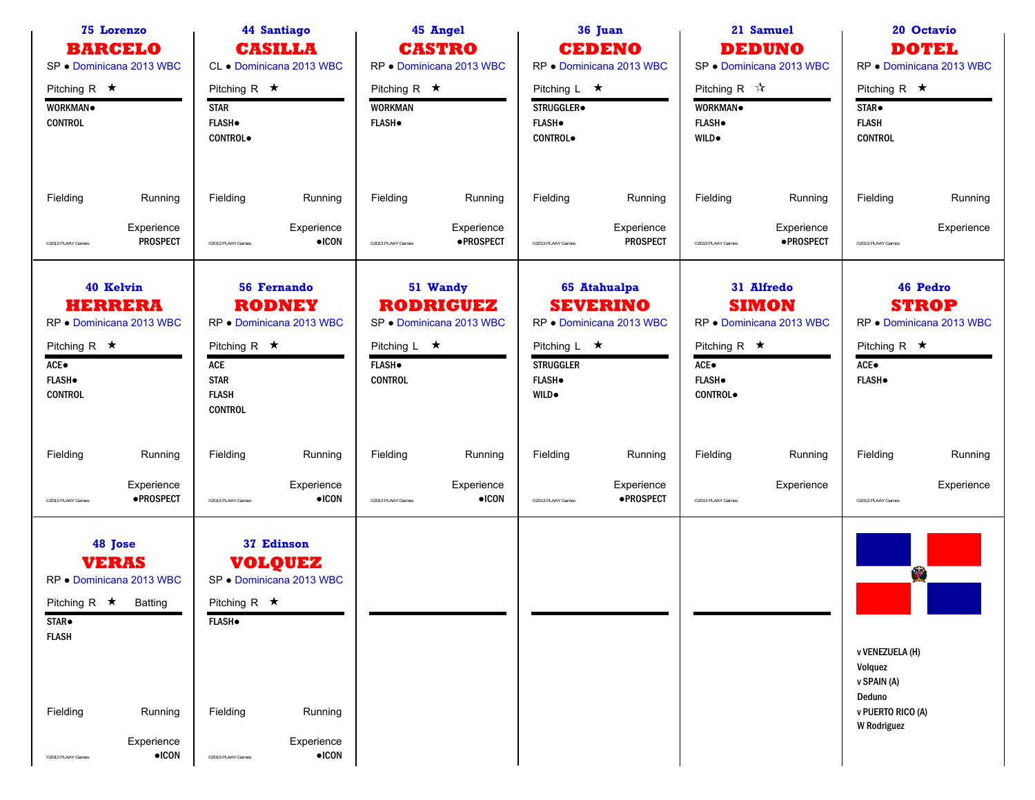### 75 Lorenzo
## BARCELO
SP ● Dominicana 2013 WBC

Pitching R ★

WORKMAN●
CONTROL

Fielding Running

Experience
PROSPECT

©2013 PLAAY Games

---

### 44 Santiago
## CASILLA
CL ● Dominicana 2013 WBC

Pitching R ★

STAR
FLASH●
CONTROL●

Fielding Running

Experience
●ICON

©2013 PLAAY Games

---

### 45 Angel
## CASTRO
RP ● Dominicana 2013 WBC

Pitching R ★

WORKMAN
FLASH●

Fielding Running

Experience
●PROSPECT

©2013 PLAAY Games

---

### 36 Juan
## CEDENO
RP ● Dominicana 2013 WBC

Pitching L ★

STRUGGLER●
FLASH●
CONTROL●

Fielding Running

Experience
PROSPECT

©2013 PLAAY Games

---

### 21 Samuel
## DEDUNO
SP ● Dominicana 2013 WBC

Pitching R ☆

WORKMAN●
FLASH●
WILD●

Fielding Running

Experience
●PROSPECT

©2013 PLAAY Games

---

### 20 Octavio
## DOTEL
RP ● Dominicana 2013 WBC

Pitching R ★

STAR●
FLASH
CONTROL

Fielding Running

Experience

©2013 PLAAY Games

---

### 40 Kelvin
## HERRERA
RP ● Dominicana 2013 WBC

Pitching R ★

ACE●
FLASH●
CONTROL

Fielding Running

Experience
●PROSPECT

©2013 PLAAY Games

---

### 56 Fernando
## RODNEY
RP ● Dominicana 2013 WBC

Pitching R ★

ACE
STAR
FLASH
CONTROL

Fielding Running

Experience
●ICON

©2013 PLAAY Games

---

### 51 Wandy
## RODRIGUEZ
SP ● Dominicana 2013 WBC

Pitching L ★

FLASH●
CONTROL

Fielding Running

Experience
●ICON

©2013 PLAAY Games

---

### 65 Atahualpa
## SEVERINO
RP ● Dominicana 2013 WBC

Pitching L ★

STRUGGLER
FLASH●
WILD●

Fielding Running

Experience
●PROSPECT

©2013 PLAAY Games

---

### 31 Alfredo
## SIMON
RP ● Dominicana 2013 WBC

Pitching R ★

ACE●
FLASH●
CONTROL●

Fielding Running

Experience

©2013 PLAAY Games

---

### 46 Pedro
## STROP
RP ● Dominicana 2013 WBC

Pitching R ★

ACE●
FLASH●

Fielding Running

Experience

©2013 PLAAY Games

---

### 48 Jose
## VERAS
RP ● Dominicana 2013 WBC

Pitching R ★ Batting

STAR●
FLASH

Fielding Running

Experience
●ICON

©2013 PLAAY Games

---

### 37 Edinson
## VOLQUEZ
SP ● Dominicana 2013 WBC

Pitching R ★

FLASH●

Fielding Running

Experience
●ICON

©2013 PLAAY Games

---

v VENEZUELA (H)
Volquez
v SPAIN (A)
Deduno
v PUERTO RICO (A)
W Rodriguez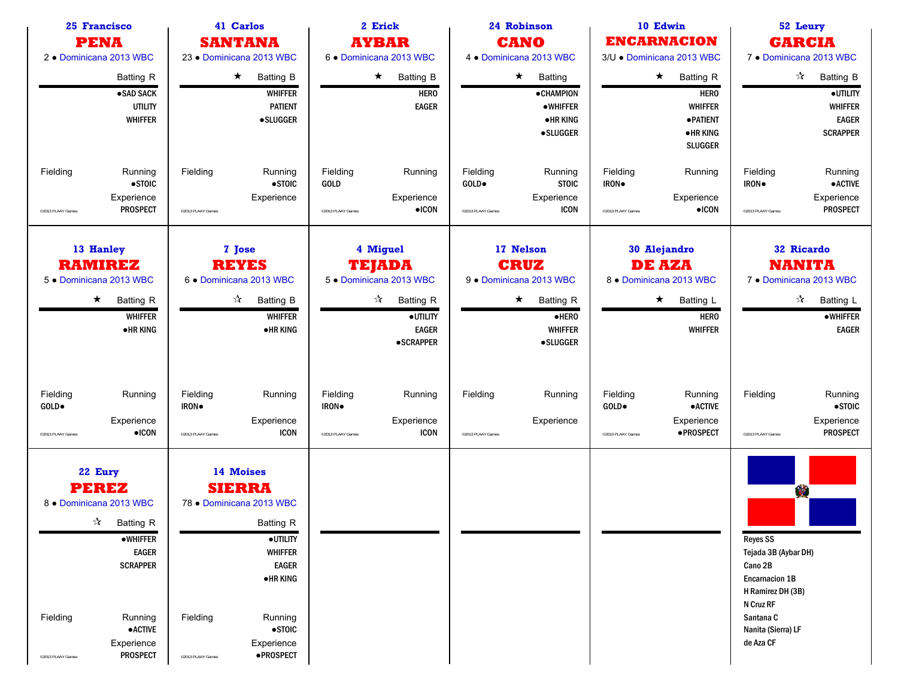## 25 Francisco PENA
2 ● Dominicana 2013 WBC

Batting R

●SAD SACK
UTILITY
WHIFFER

Fielding

Running
●STOIC

Experience
PROSPECT

©2013 PLAAY Games

## 41 Carlos SANTANA
23 ● Dominicana 2013 WBC

★ Batting B

WHIFFER
PATIENT
●SLUGGER

Fielding

Running
●STOIC

Experience

©2013 PLAAY Games

## 2 Erick AYBAR
6 ● Dominicana 2013 WBC

★ Batting B

HERO
EAGER

Fielding
GOLD

Running

Experience
●ICON

©2013 PLAAY Games

## 24 Robinson CANO
4 ● Dominicana 2013 WBC

★ Batting

●CHAMPION
●WHIFFER
●HR KING
●SLUGGER

Fielding
GOLD●

Running
STOIC

Experience
ICON

©2013 PLAAY Games

## 10 Edwin ENCARNACION
3/U ● Dominicana 2013 WBC

★ Batting R

HERO
WHIFFER
●PATIENT
●HR KING
SLUGGER

Fielding
IRON●

Running

Experience
●ICON

©2013 PLAAY Games

## 52 Leury GARCIA
7 ● Dominicana 2013 WBC

☆ Batting B

●UTILITY
WHIFFER
EAGER
SCRAPPER

Fielding
IRON●

Running
●ACTIVE

Experience
PROSPECT

©2013 PLAAY Games

## 13 Hanley RAMIREZ
5 ● Dominicana 2013 WBC

★ Batting R

WHIFFER
●HR KING

Fielding
GOLD●

Running

Experience
●ICON

©2013 PLAAY Games

## 7 Jose REYES
6 ● Dominicana 2013 WBC

☆ Batting B

WHIFFER
●HR KING

Fielding
IRON●

Running

Experience
ICON

©2013 PLAAY Games

## 4 Miguel TEJADA
5 ● Dominicana 2013 WBC

☆ Batting R

●UTILITY
EAGER
●SCRAPPER

Fielding
IRON●

Running

Experience
ICON

©2013 PLAAY Games

## 17 Nelson CRUZ
9 ● Dominicana 2013 WBC

★ Batting R

●HERO
WHIFFER
●SLUGGER

Fielding

Running

Experience

©2013 PLAAY Games

## 30 Alejandro DE AZA
8 ● Dominicana 2013 WBC

★ Batting L

HERO
WHIFFER

Fielding
GOLD●

Running
●ACTIVE

Experience
●PROSPECT

©2013 PLAAY Games

## 32 Ricardo NANITA
7 ● Dominicana 2013 WBC

☆ Batting L

●WHIFFER
EAGER

Fielding

Running
●STOIC

Experience
PROSPECT

©2013 PLAAY Games

## 22 Eury PEREZ
8 ● Dominicana 2013 WBC

☆ Batting R

●WHIFFER
EAGER
SCRAPPER

Fielding

Running
●ACTIVE

Experience
PROSPECT

©2013 PLAAY Games

## 14 Moises SIERRA
78 ● Dominicana 2013 WBC

Batting R

●UTILITY
WHIFFER
EAGER
●HR KING

Fielding

Running
●STOIC

Experience
●PROSPECT

©2013 PLAAY Games

---

Reyes SS
Tejada 3B (Aybar DH)
Cano 2B
Encarnacion 1B
H Ramirez DH (3B)
N Cruz RF
Santana C
Nanita (Sierra) LF
de Aza CF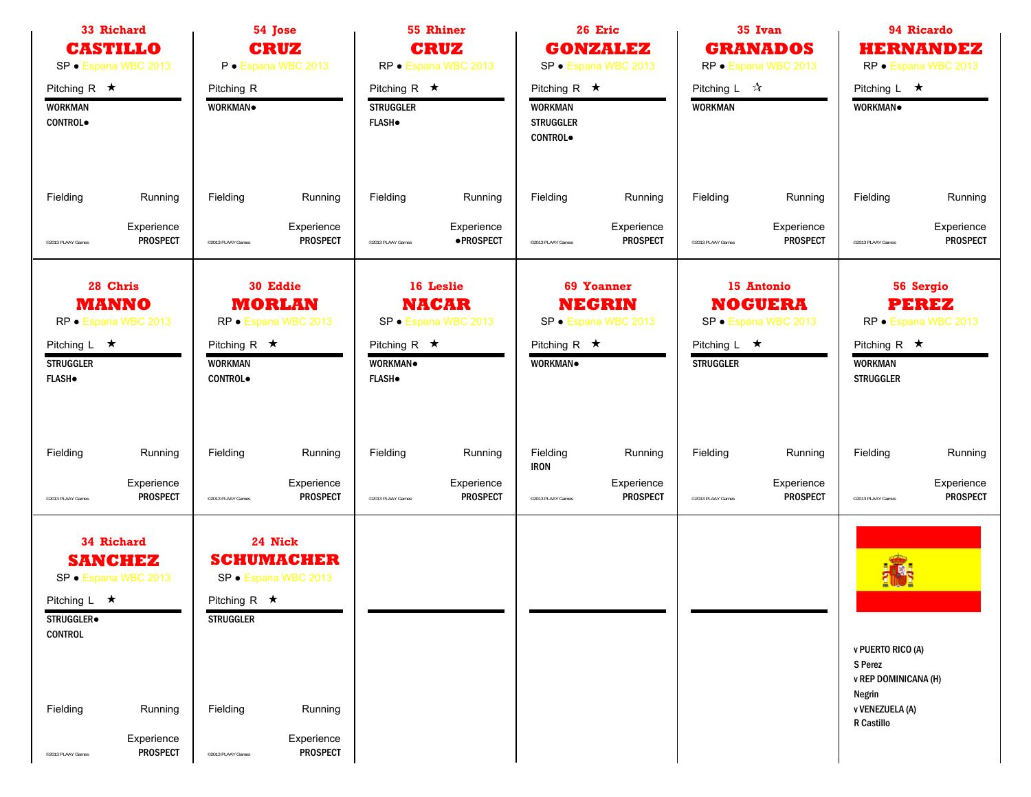## 33 Richard CASTILLO

SP ● Espana WBC 2013

Pitching R ★

WORKMAN
CONTROL●

Fielding | Running

Experience
PROSPECT

©2013 PLAAY Games

## 54 Jose CRUZ

P ● Espana WBC 2013

Pitching R

WORKMAN●

Fielding | Running

Experience
PROSPECT

©2013 PLAAY Games

## 55 Rhiner CRUZ

RP ● Espana WBC 2013

Pitching R ★

STRUGGLER
FLASH●

Fielding | Running

Experience
●PROSPECT

©2013 PLAAY Games

## 26 Eric GONZALEZ

SP ● Espana WBC 2013

Pitching R ★

WORKMAN
STRUGGLER
CONTROL●

Fielding | Running

Experience
PROSPECT

©2013 PLAAY Games

## 35 Ivan GRANADOS

RP ● Espana WBC 2013

Pitching L ☆

WORKMAN

Fielding | Running

Experience
PROSPECT

©2013 PLAAY Games

## 94 Ricardo HERNANDEZ

RP ● Espana WBC 2013

Pitching L ★

WORKMAN●

Fielding | Running

Experience
PROSPECT

©2013 PLAAY Games

## 28 Chris MANNO

RP ● Espana WBC 2013

Pitching L ★

STRUGGLER
FLASH●

Fielding | Running

Experience
PROSPECT

©2013 PLAAY Games

## 30 Eddie MORLAN

RP ● Espana WBC 2013

Pitching R ★

WORKMAN
CONTROL●

Fielding | Running

Experience
PROSPECT

©2013 PLAAY Games

## 16 Leslie NACAR

SP ● Espana WBC 2013

Pitching R ★

WORKMAN●
FLASH●

Fielding | Running

Experience
PROSPECT

©2013 PLAAY Games

## 69 Yoanner NEGRIN

SP ● Espana WBC 2013

Pitching R ★

WORKMAN●

Fielding | Running
IRON

Experience
PROSPECT

©2013 PLAAY Games

## 15 Antonio NOGUERA

SP ● Espana WBC 2013

Pitching L ★

STRUGGLER

Fielding | Running

Experience
PROSPECT

©2013 PLAAY Games

## 56 Sergio PEREZ

RP ● Espana WBC 2013

Pitching R ★

WORKMAN
STRUGGLER

Fielding | Running

Experience
PROSPECT

©2013 PLAAY Games

## 34 Richard SANCHEZ

SP ● Espana WBC 2013

Pitching L ★

STRUGGLER●
CONTROL

Fielding | Running

Experience
PROSPECT

©2013 PLAAY Games

## 24 Nick SCHUMACHER

SP ● Espana WBC 2013

Pitching R ★

STRUGGLER

Fielding | Running

Experience
PROSPECT

©2013 PLAAY Games

---

v PUERTO RICO (A)
S Perez
v REP DOMINICANA (H)
Negrin
v VENEZUELA (A)
R Castillo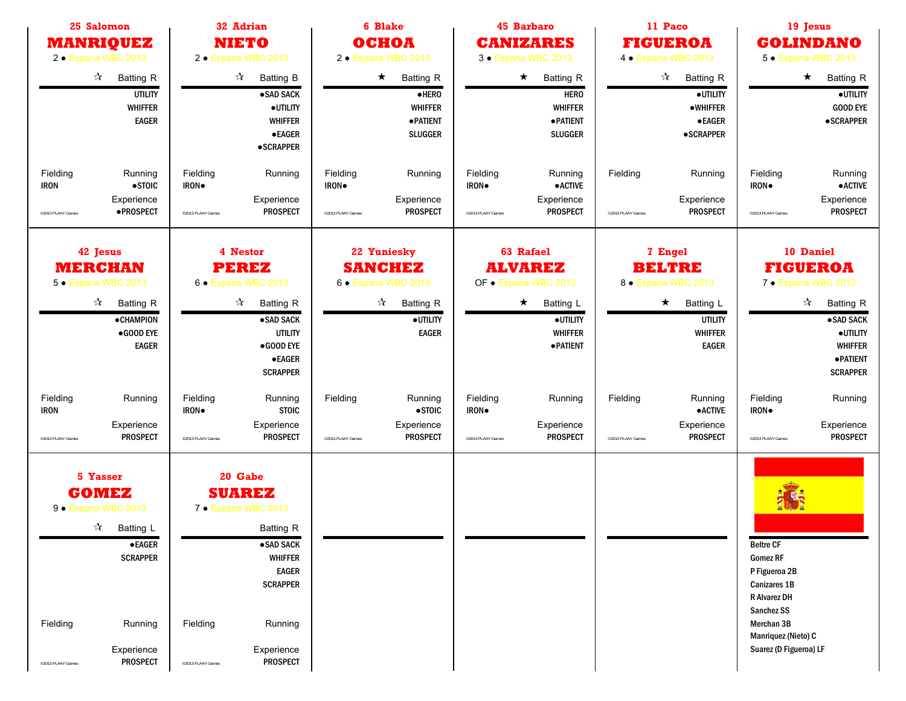## 25 Salomon MANRIQUEZ

2 ● Espana WBC 2013

☆ Batting R

UTILITY
WHIFFER
EAGER

Fielding: IRON

Running: ●STOIC

Experience: ●PROSPECT

©2013 PLAAY Games

## 32 Adrian NIETO

2 ● Espana WBC 2013

☆ Batting B

●SAD SACK
●UTILITY
WHIFFER
●EAGER
●SCRAPPER

Fielding: IRON●

Running:

Experience: PROSPECT

©2013 PLAAY Games

## 6 Blake OCHOA

2 ● Espana WBC 2013

★ Batting R

●HERO
WHIFFER
●PATIENT
SLUGGER

Fielding: IRON●

Running:

Experience: PROSPECT

©2013 PLAAY Games

## 45 Barbaro CANIZARES

3 ● Espana WBC 2013

★ Batting R

HERO
WHIFFER
●PATIENT
SLUGGER

Fielding: IRON●

Running: ●ACTIVE

Experience: PROSPECT

©2013 PLAAY Games

## 11 Paco FIGUEROA

4 ● Espana WBC 2013

☆ Batting R

●UTILITY
●WHIFFER
●EAGER
●SCRAPPER

Fielding:

Running:

Experience: PROSPECT

©2013 PLAAY Games

## 19 Jesus GOLINDANO

5 ● Espana WBC 2013

★ Batting R

●UTILITY
GOOD EYE
●SCRAPPER

Fielding: IRON●

Running: ●ACTIVE

Experience: PROSPECT

©2013 PLAAY Games

## 42 Jesus MERCHAN

5 ● Espana WBC 2013

☆ Batting R

●CHAMPION
●GOOD EYE
EAGER

Fielding: IRON

Running:

Experience: PROSPECT

©2013 PLAAY Games

## 4 Nestor PEREZ

6 ● Espana WBC 2013

☆ Batting R

●SAD SACK
UTILITY
●GOOD EYE
●EAGER
SCRAPPER

Fielding: IRON●

Running: STOIC

Experience: PROSPECT

©2013 PLAAY Games

## 22 Yuniesky SANCHEZ

6 ● Espana WBC 2013

☆ Batting R

●UTILITY
EAGER

Fielding:

Running: ●STOIC

Experience: PROSPECT

©2013 PLAAY Games

## 63 Rafael ALVAREZ

OF ● Espana WBC 2013

★ Batting L

●UTILITY
WHIFFER
●PATIENT

Fielding: IRON●

Running:

Experience: PROSPECT

©2013 PLAAY Games

## 7 Engel BELTRE

8 ● Espana WBC 2013

★ Batting L

UTILITY
WHIFFER
EAGER

Fielding:

Running: ●ACTIVE

Experience: PROSPECT

©2013 PLAAY Games

## 10 Daniel FIGUEROA

7 ● Espana WBC 2013

☆ Batting R

●SAD SACK
●UTILITY
WHIFFER
●PATIENT
SCRAPPER

Fielding: IRON●

Running:

Experience: PROSPECT

©2013 PLAAY Games

## 5 Yasser GOMEZ

9 ● Espana WBC 2013

☆ Batting L

●EAGER
SCRAPPER

Fielding:

Running:

Experience: PROSPECT

©2013 PLAAY Games

## 20 Gabe SUAREZ

7 ● Espana WBC 2013

Batting R

●SAD SACK
WHIFFER
EAGER
SCRAPPER

Fielding:

Running:

Experience: PROSPECT

©2013 PLAAY Games

## Lineup

Beltre CF
Gomez RF
P Figueroa 2B
Canizares 1B
R Alvarez DH
Sanchez SS
Merchan 3B
Manriquez (Nieto) C
Suarez (D Figueroa) LF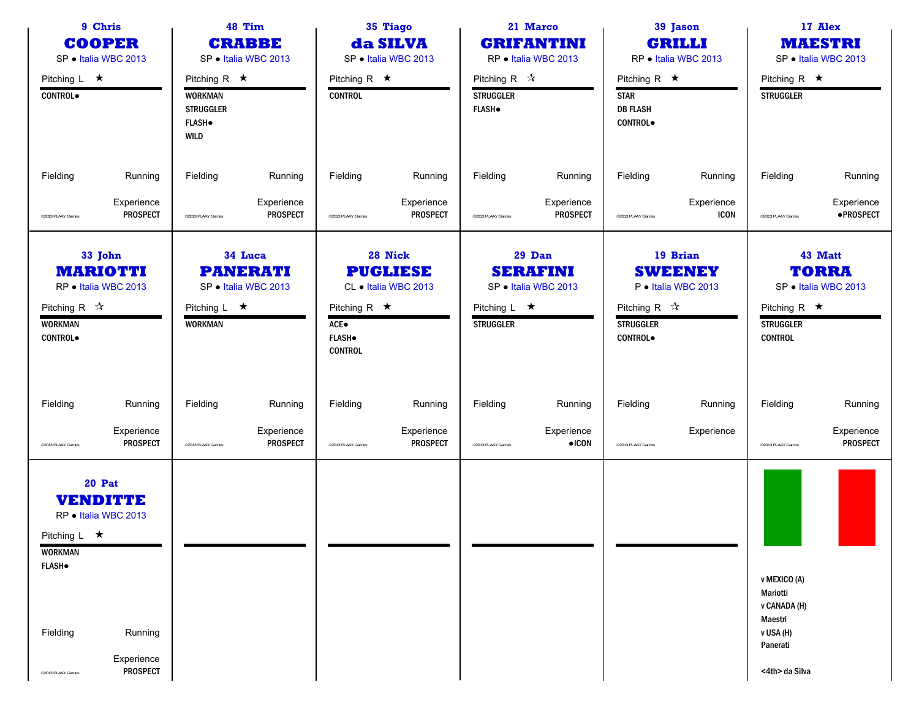## 9 Chris COOPER

SP ● Italia WBC 2013

Pitching L ★

CONTROL●

Fielding | Running

Experience: PROSPECT

©2013 PLAAY Games

## 48 Tim CRABBE

SP ● Italia WBC 2013

Pitching R ★

WORKMAN
STRUGGLER
FLASH●
WILD

Fielding | Running

Experience: PROSPECT

©2013 PLAAY Games

## 35 Tiago da SILVA

SP ● Italia WBC 2013

Pitching R ★

CONTROL

Fielding | Running

Experience: PROSPECT

©2013 PLAAY Games

## 21 Marco GRIFANTINI

RP ● Italia WBC 2013

Pitching R ☆

STRUGGLER
FLASH●

Fielding | Running

Experience: PROSPECT

©2013 PLAAY Games

## 39 Jason GRILLI

RP ● Italia WBC 2013

Pitching R ★

STAR
DB FLASH
CONTROL●

Fielding | Running

Experience: ICON

©2013 PLAAY Games

## 17 Alex MAESTRI

SP ● Italia WBC 2013

Pitching R ★

STRUGGLER

Fielding | Running

Experience: ●PROSPECT

©2013 PLAAY Games

## 33 John MARIOTTI

RP ● Italia WBC 2013

Pitching R ☆

WORKMAN
CONTROL●

Fielding | Running

Experience: PROSPECT

©2013 PLAAY Games

## 34 Luca PANERATI

SP ● Italia WBC 2013

Pitching L ★

WORKMAN

Fielding | Running

Experience: PROSPECT

©2013 PLAAY Games

## 28 Nick PUGLIESE

CL ● Italia WBC 2013

Pitching R ★

ACE●
FLASH●
CONTROL

Fielding | Running

Experience: PROSPECT

©2013 PLAAY Games

## 29 Dan SERAFINI

SP ● Italia WBC 2013

Pitching L ★

STRUGGLER

Fielding | Running

Experience: ●ICON

©2013 PLAAY Games

## 19 Brian SWEENEY

P ● Italia WBC 2013

Pitching R ☆

STRUGGLER
CONTROL●

Fielding | Running

Experience:

©2013 PLAAY Games

## 43 Matt TORRA

SP ● Italia WBC 2013

Pitching R ★

STRUGGLER
CONTROL

Fielding | Running

Experience: PROSPECT

©2013 PLAAY Games

## 20 Pat VENDITTE

RP ● Italia WBC 2013

Pitching L ★

WORKMAN
FLASH●

Fielding | Running

Experience: PROSPECT

©2013 PLAAY Games

---

v MEXICO (A)
Mariotti
v CANADA (H)
Maestri
v USA (H)
Panerati

<4th> da Silva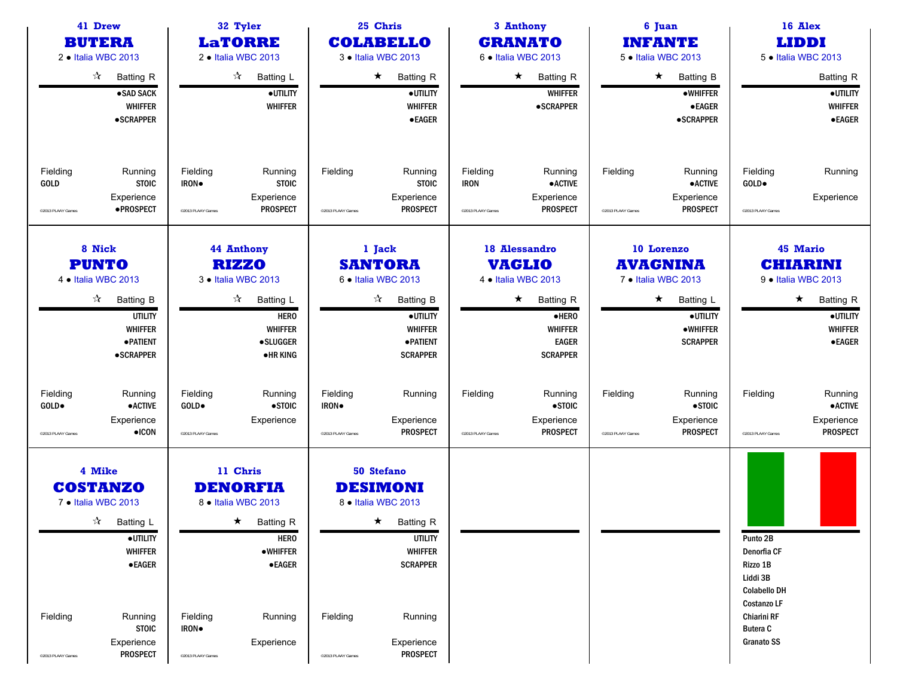### 41 Drew
## BUTERA
2 • Italia WBC 2013

☆ Batting R

- ●SAD SACK
- WHIFFER
- ●SCRAPPER

Fielding: GOLD
Running: STOIC
Experience: ●PROSPECT

©2013 PLAAY Games

---

### 32 Tyler
## LaTORRE
2 • Italia WBC 2013

☆ Batting L

- ●UTILITY
- WHIFFER

Fielding: IRON●
Running: STOIC
Experience: PROSPECT

©2013 PLAAY Games

---

### 25 Chris
## COLABELLO
3 • Italia WBC 2013

★ Batting R

- ●UTILITY
- WHIFFER
- ●EAGER

Fielding:
Running: STOIC
Experience: PROSPECT

©2013 PLAAY Games

---

### 3 Anthony
## GRANATO
6 • Italia WBC 2013

★ Batting R

- WHIFFER
- ●SCRAPPER

Fielding: IRON
Running: ●ACTIVE
Experience: PROSPECT

©2013 PLAAY Games

---

### 6 Juan
## INFANTE
5 • Italia WBC 2013

★ Batting B

- ●WHIFFER
- ●EAGER
- ●SCRAPPER

Fielding:
Running: ●ACTIVE
Experience: PROSPECT

©2013 PLAAY Games

---

### 16 Alex
## LIDDI
5 • Italia WBC 2013

Batting R

- ●UTILITY
- WHIFFER
- ●EAGER

Fielding: GOLD●
Running:
Experience:

©2013 PLAAY Games

---

### 8 Nick
## PUNTO
4 • Italia WBC 2013

☆ Batting B

- UTILITY
- WHIFFER
- ●PATIENT
- ●SCRAPPER

Fielding: GOLD●
Running: ●ACTIVE
Experience: ●ICON

©2013 PLAAY Games

---

### 44 Anthony
## RIZZO
3 • Italia WBC 2013

☆ Batting L

- HERO
- WHIFFER
- ●SLUGGER
- ●HR KING

Fielding: GOLD●
Running: ●STOIC
Experience:

©2013 PLAAY Games

---

### 1 Jack
## SANTORA
6 • Italia WBC 2013

☆ Batting B

- ●UTILITY
- WHIFFER
- ●PATIENT
- SCRAPPER

Fielding: IRON●
Running:
Experience: PROSPECT

©2013 PLAAY Games

---

### 18 Alessandro
## VAGLIO
4 • Italia WBC 2013

★ Batting R

- ●HERO
- WHIFFER
- EAGER
- SCRAPPER

Fielding:
Running: ●STOIC
Experience: PROSPECT

©2013 PLAAY Games

---

### 10 Lorenzo
## AVAGNINA
7 • Italia WBC 2013

★ Batting L

- ●UTILITY
- ●WHIFFER
- SCRAPPER

Fielding:
Running: ●STOIC
Experience: PROSPECT

©2013 PLAAY Games

---

### 45 Mario
## CHIARINI
9 • Italia WBC 2013

★ Batting R

- ●UTILITY
- WHIFFER
- ●EAGER

Fielding:
Running: ●ACTIVE
Experience: PROSPECT

©2013 PLAAY Games

---

### 4 Mike
## COSTANZO
7 • Italia WBC 2013

☆ Batting L

- ●UTILITY
- WHIFFER
- ●EAGER

Fielding:
Running: STOIC
Experience: PROSPECT

©2013 PLAAY Games

---

### 11 Chris
## DENORFIA
8 • Italia WBC 2013

★ Batting R

- HERO
- ●WHIFFER
- ●EAGER

Fielding: IRON●
Running:
Experience:

©2013 PLAAY Games

---

### 50 Stefano
## DESIMONI
8 • Italia WBC 2013

★ Batting R

- UTILITY
- WHIFFER
- SCRAPPER

Fielding:
Running:
Experience: PROSPECT

©2013 PLAAY Games

---

Punto 2B
Denorfia CF
Rizzo 1B
Liddi 3B
Colabello DH
Costanzo LF
Chiarini RF
Butera C
Granato SS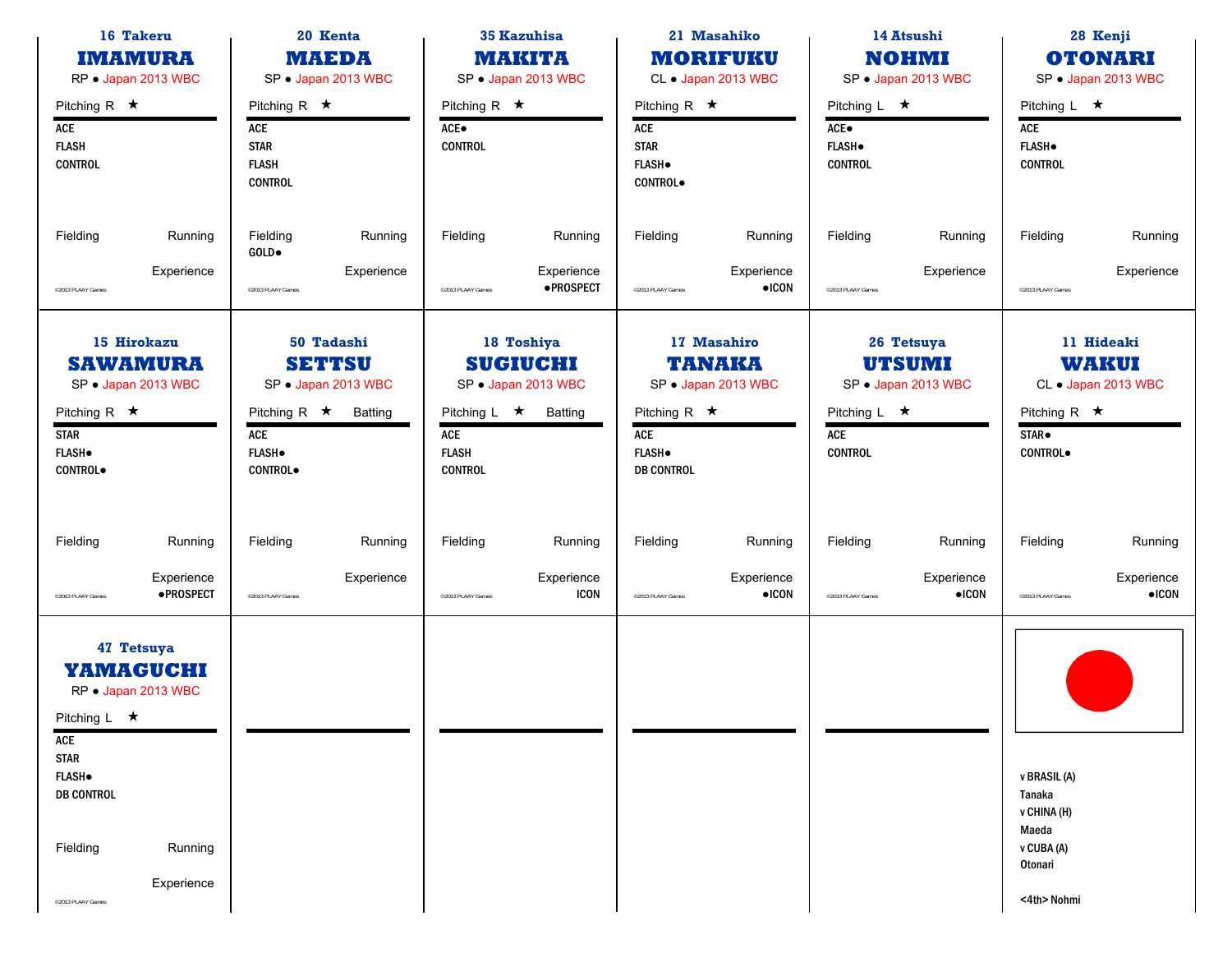## 16 Takeru IMAMURA
RP ● Japan 2013 WBC

Pitching R ★

ACE
FLASH
CONTROL

Fielding | Running

Experience

©2013 PLAAY Games

## 20 Kenta MAEDA
SP ● Japan 2013 WBC

Pitching R ★

ACE
STAR
FLASH
CONTROL

Fielding | Running
GOLD●

Experience

©2013 PLAAY Games

## 35 Kazuhisa MAKITA
SP ● Japan 2013 WBC

Pitching R ★

ACE●
CONTROL

Fielding | Running

Experience
●PROSPECT

©2013 PLAAY Games

## 21 Masahiko MORIFUKU
CL ● Japan 2013 WBC

Pitching R ★

ACE
STAR
FLASH●
CONTROL●

Fielding | Running

Experience
●ICON

©2013 PLAAY Games

## 14 Atsushi NOHMI
SP ● Japan 2013 WBC

Pitching L ★

ACE●
FLASH●
CONTROL

Fielding | Running

Experience

©2013 PLAAY Games

## 28 Kenji OTONARI
SP ● Japan 2013 WBC

Pitching L ★

ACE
FLASH●
CONTROL

Fielding | Running

Experience

©2013 PLAAY Games

## 15 Hirokazu SAWAMURA
SP ● Japan 2013 WBC

Pitching R ★

STAR
FLASH●
CONTROL●

Fielding | Running

Experience
●PROSPECT

©2013 PLAAY Games

## 50 Tadashi SETTSU
SP ● Japan 2013 WBC

Pitching R ★ Batting

ACE
FLASH●
CONTROL●

Fielding | Running

Experience

©2013 PLAAY Games

## 18 Toshiya SUGIUCHI
SP ● Japan 2013 WBC

Pitching L ★ Batting

ACE
FLASH
CONTROL

Fielding | Running

Experience
ICON

©2013 PLAAY Games

## 17 Masahiro TANAKA
SP ● Japan 2013 WBC

Pitching R ★

ACE
FLASH●
DB CONTROL

Fielding | Running

Experience
●ICON

©2013 PLAAY Games

## 26 Tetsuya UTSUMI
SP ● Japan 2013 WBC

Pitching L ★

ACE
CONTROL

Fielding | Running

Experience
●ICON

©2013 PLAAY Games

## 11 Hideaki WAKUI
CL ● Japan 2013 WBC

Pitching R ★

STAR●
CONTROL●

Fielding | Running

Experience
●ICON

©2013 PLAAY Games

## 47 Tetsuya YAMAGUCHI
RP ● Japan 2013 WBC

Pitching L ★

ACE
STAR
FLASH●
DB CONTROL

Fielding | Running

Experience

©2013 PLAAY Games

---

v BRASIL (A)
Tanaka
v CHINA (H)
Maeda
v CUBA (A)
Otonari

<4th> Nohmi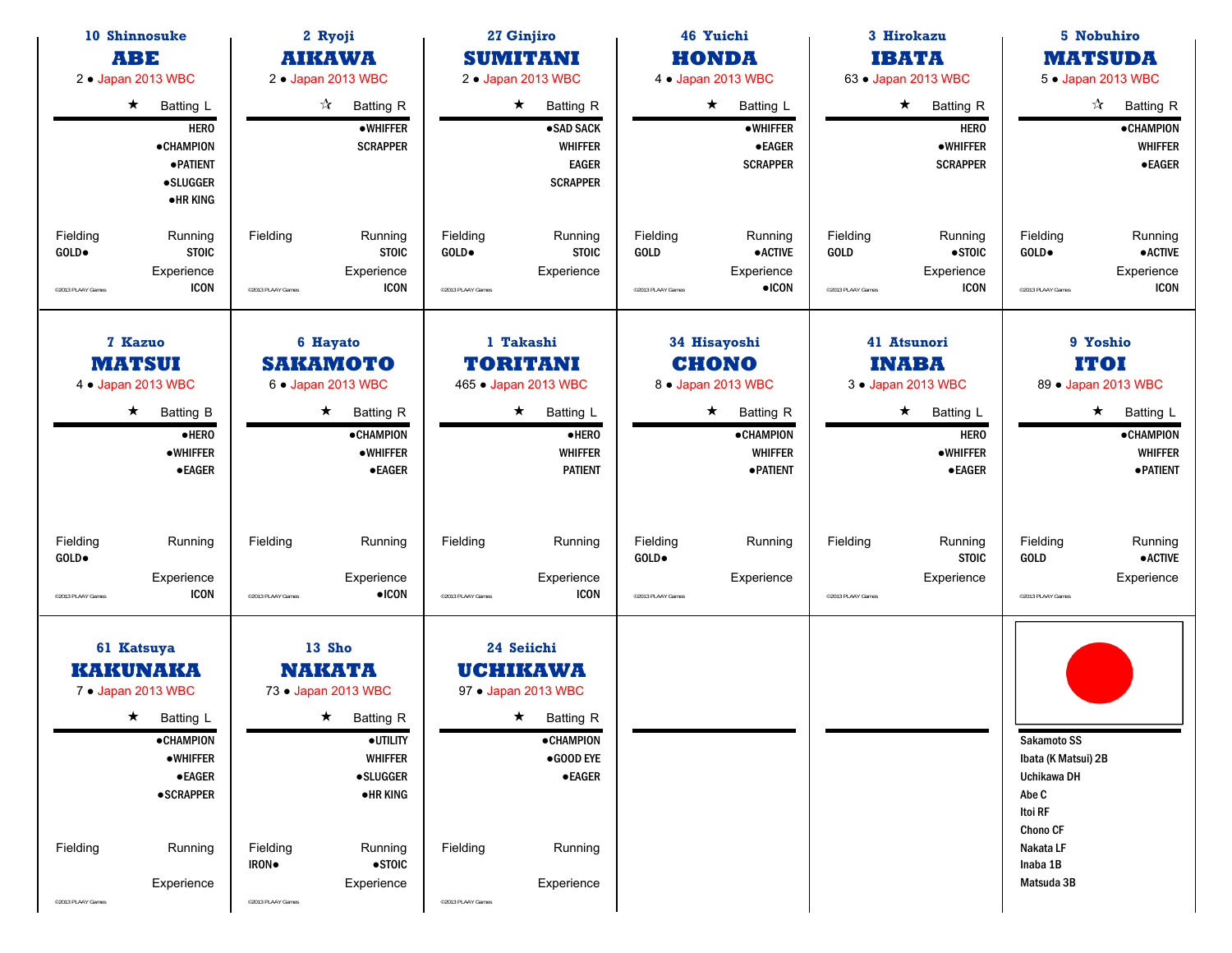## 10 Shinnosuke ABE

2 • Japan 2013 WBC

★ Batting L

- HERO
- ●CHAMPION
- ●PATIENT
- ●SLUGGER
- ●HR KING

Fielding: GOLD●

Running: STOIC

Experience: ICON

©2013 PLAAY Games

## 2 Ryoji AIKAWA

2 • Japan 2013 WBC

☆ Batting R

- ●WHIFFER
- SCRAPPER

Fielding:

Running: STOIC

Experience: ICON

©2013 PLAAY Games

## 27 Ginjiro SUMITANI

2 • Japan 2013 WBC

★ Batting R

- ●SAD SACK
- WHIFFER
- EAGER
- SCRAPPER

Fielding: GOLD●

Running: STOIC

Experience:

©2013 PLAAY Games

## 46 Yuichi HONDA

4 • Japan 2013 WBC

★ Batting L

- ●WHIFFER
- ●EAGER
- SCRAPPER

Fielding: GOLD

Running: ●ACTIVE

Experience: ●ICON

©2013 PLAAY Games

## 3 Hirokazu IBATA

63 • Japan 2013 WBC

★ Batting R

- HERO
- ●WHIFFER
- SCRAPPER

Fielding: GOLD

Running: ●STOIC

Experience: ICON

©2013 PLAAY Games

## 5 Nobuhiro MATSUDA

5 • Japan 2013 WBC

☆ Batting R

- ●CHAMPION
- WHIFFER
- ●EAGER

Fielding: GOLD●

Running: ●ACTIVE

Experience: ICON

©2013 PLAAY Games

## 7 Kazuo MATSUI

4 • Japan 2013 WBC

★ Batting B

- ●HERO
- ●WHIFFER
- ●EAGER

Fielding: GOLD●

Running:

Experience: ICON

©2013 PLAAY Games

## 6 Hayato SAKAMOTO

6 • Japan 2013 WBC

★ Batting R

- ●CHAMPION
- ●WHIFFER
- ●EAGER

Fielding:

Running:

Experience: ●ICON

©2013 PLAAY Games

## 1 Takashi TORITANI

465 • Japan 2013 WBC

★ Batting L

- ●HERO
- WHIFFER
- PATIENT

Fielding:

Running:

Experience: ICON

©2013 PLAAY Games

## 34 Hisayoshi CHONO

8 • Japan 2013 WBC

★ Batting R

- ●CHAMPION
- WHIFFER
- ●PATIENT

Fielding: GOLD●

Running:

Experience:

©2013 PLAAY Games

## 41 Atsunori INABA

3 • Japan 2013 WBC

★ Batting L

- HERO
- ●WHIFFER
- ●EAGER

Fielding:

Running: STOIC

Experience:

©2013 PLAAY Games

## 9 Yoshio ITOI

89 • Japan 2013 WBC

★ Batting L

- ●CHAMPION
- WHIFFER
- ●PATIENT

Fielding: GOLD

Running: ●ACTIVE

Experience:

©2013 PLAAY Games

## 61 Katsuya KAKUNAKA

7 • Japan 2013 WBC

★ Batting L

- ●CHAMPION
- ●WHIFFER
- ●EAGER
- ●SCRAPPER

Fielding:

Running:

Experience:

©2013 PLAAY Games

## 13 Sho NAKATA

73 • Japan 2013 WBC

★ Batting R

- ●UTILITY
- WHIFFER
- ●SLUGGER
- ●HR KING

Fielding: IRON●

Running: ●STOIC

Experience:

©2013 PLAAY Games

## 24 Seiichi UCHIKAWA

97 • Japan 2013 WBC

★ Batting R

- ●CHAMPION
- ●GOOD EYE
- ●EAGER

Fielding:

Running:

Experience:

©2013 PLAAY Games

## Lineup

- Sakamoto SS
- Ibata (K Matsui) 2B
- Uchikawa DH
- Abe C
- Itoi RF
- Chono CF
- Nakata LF
- Inaba 1B
- Matsuda 3B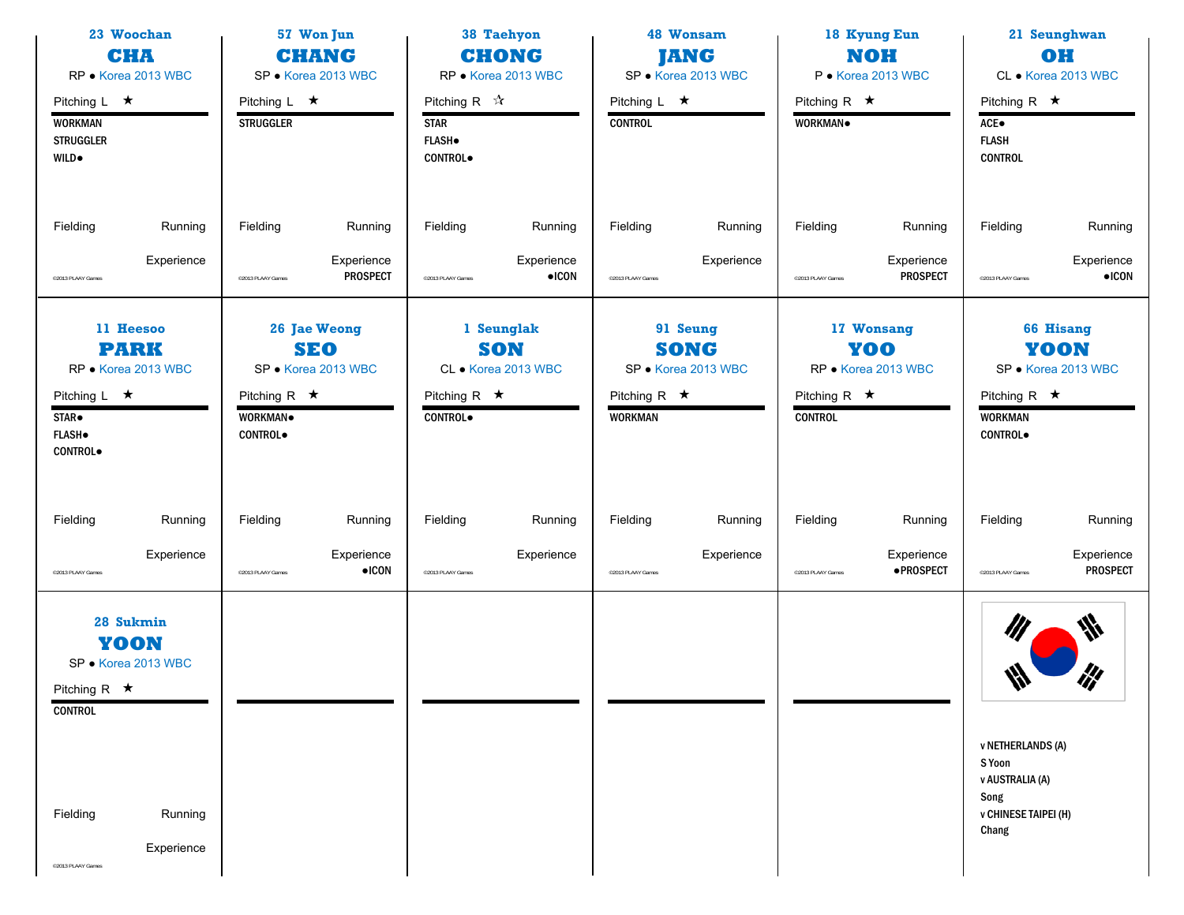## 23 Woochan CHA

RP ● Korea 2013 WBC

Pitching L ★

WORKMAN
STRUGGLER
WILD●

Fielding | Running

Experience

©2013 PLAAY Games

## 57 Won Jun CHANG

SP ● Korea 2013 WBC

Pitching L ★

STRUGGLER

Fielding | Running

Experience
PROSPECT

©2013 PLAAY Games

## 38 Taehyon CHONG

RP ● Korea 2013 WBC

Pitching R ☆

STAR
FLASH●
CONTROL●

Fielding | Running

Experience
●ICON

©2013 PLAAY Games

## 48 Wonsam JANG

SP ● Korea 2013 WBC

Pitching L ★

CONTROL

Fielding | Running

Experience

©2013 PLAAY Games

## 18 Kyung Eun NOH

P ● Korea 2013 WBC

Pitching R ★

WORKMAN●

Fielding | Running

Experience
PROSPECT

©2013 PLAAY Games

## 21 Seunghwan OH

CL ● Korea 2013 WBC

Pitching R ★

ACE●
FLASH
CONTROL

Fielding | Running

Experience
●ICON

©2013 PLAAY Games

## 11 Heesoo PARK

RP ● Korea 2013 WBC

Pitching L ★

STAR●
FLASH●
CONTROL●

Fielding | Running

Experience

©2013 PLAAY Games

## 26 Jae Weong SEO

SP ● Korea 2013 WBC

Pitching R ★

WORKMAN●
CONTROL●

Fielding | Running

Experience
●ICON

©2013 PLAAY Games

## 1 Seunglak SON

CL ● Korea 2013 WBC

Pitching R ★

CONTROL●

Fielding | Running

Experience

©2013 PLAAY Games

## 91 Seung SONG

SP ● Korea 2013 WBC

Pitching R ★

WORKMAN

Fielding | Running

Experience

©2013 PLAAY Games

## 17 Wonsang YOO

RP ● Korea 2013 WBC

Pitching R ★

CONTROL

Fielding | Running

Experience
●PROSPECT

©2013 PLAAY Games

## 66 Hisang YOON

SP ● Korea 2013 WBC

Pitching R ★

WORKMAN
CONTROL●

Fielding | Running

Experience
PROSPECT

©2013 PLAAY Games

## 28 Sukmin YOON

SP ● Korea 2013 WBC

Pitching R ★

CONTROL

Fielding | Running

Experience

©2013 PLAAY Games

v NETHERLANDS (A)
S Yoon
v AUSTRALIA (A)
Song
v CHINESE TAIPEI (H)
Chang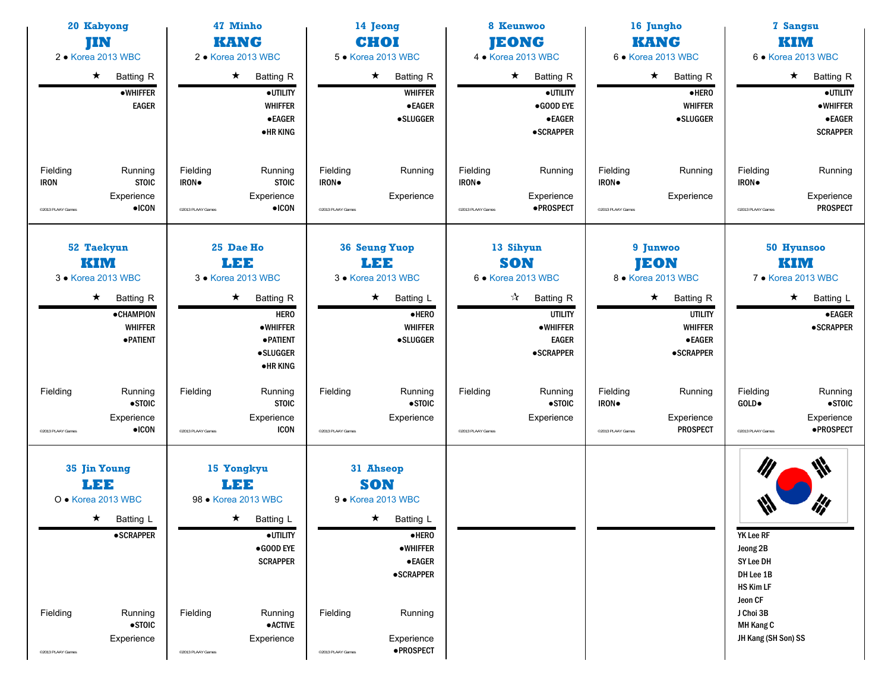## 20 Kabyong JIN

2 • Korea 2013 WBC

★ Batting R

●WHIFFER
EAGER

Fielding: IRON
Running: STOIC
Experience: ●ICON

©2013 PLAAY Games

## 47 Minho KANG

2 • Korea 2013 WBC

★ Batting R

●UTILITY
WHIFFER
●EAGER
●HR KING

Fielding: IRON●
Running: STOIC
Experience: ●ICON

©2013 PLAAY Games

## 14 Jeong CHOI

5 • Korea 2013 WBC

★ Batting R

WHIFFER
●EAGER
●SLUGGER

Fielding: IRON●
Running:
Experience:

©2013 PLAAY Games

## 8 Keunwoo JEONG

4 • Korea 2013 WBC

★ Batting R

●UTILITY
●GOOD EYE
●EAGER
●SCRAPPER

Fielding: IRON●
Running:
Experience: ●PROSPECT

©2013 PLAAY Games

## 16 Jungho KANG

6 • Korea 2013 WBC

★ Batting R

●HERO
WHIFFER
●SLUGGER

Fielding: IRON●
Running:
Experience:

©2013 PLAAY Games

## 7 Sangsu KIM

6 • Korea 2013 WBC

★ Batting R

●UTILITY
●WHIFFER
●EAGER
SCRAPPER

Fielding: IRON●
Running:
Experience: PROSPECT

©2013 PLAAY Games

## 52 Taekyun KIM

3 • Korea 2013 WBC

★ Batting R

●CHAMPION
WHIFFER
●PATIENT

Fielding:
Running: ●STOIC
Experience: ●ICON

©2013 PLAAY Games

## 25 Dae Ho LEE

3 • Korea 2013 WBC

★ Batting R

HERO
●WHIFFER
●PATIENT
●SLUGGER
●HR KING

Fielding:
Running: STOIC
Experience: ICON

©2013 PLAAY Games

## 36 Seung Yuop LEE

3 • Korea 2013 WBC

★ Batting L

●HERO
WHIFFER
●SLUGGER

Fielding:
Running: ●STOIC
Experience:

©2013 PLAAY Games

## 13 Sihyun SON

6 • Korea 2013 WBC

☆ Batting R

UTILITY
●WHIFFER
EAGER
●SCRAPPER

Fielding:
Running: ●STOIC
Experience:

©2013 PLAAY Games

## 9 Junwoo JEON

8 • Korea 2013 WBC

★ Batting R

UTILITY
WHIFFER
●EAGER
●SCRAPPER

Fielding: IRON●
Running:
Experience: PROSPECT

©2013 PLAAY Games

## 50 Hyunsoo KIM

7 • Korea 2013 WBC

★ Batting L

●EAGER
●SCRAPPER

Fielding: GOLD●
Running: ●STOIC
Experience: ●PROSPECT

©2013 PLAAY Games

## 35 Jin Young LEE

O • Korea 2013 WBC

★ Batting L

●SCRAPPER

Fielding:
Running: ●STOIC
Experience:

©2013 PLAAY Games

## 15 Yongkyu LEE

98 • Korea 2013 WBC

★ Batting L

●UTILITY
●GOOD EYE
SCRAPPER

Fielding:
Running: ●ACTIVE
Experience:

©2013 PLAAY Games

## 31 Ahseop SON

9 • Korea 2013 WBC

★ Batting L

●HERO
●WHIFFER
●EAGER
●SCRAPPER

Fielding:
Running:
Experience: ●PROSPECT

©2013 PLAAY Games

---

YK Lee RF
Jeong 2B
SY Lee DH
DH Lee 1B
HS Kim LF
Jeon CF
J Choi 3B
MH Kang C
JH Kang (SH Son) SS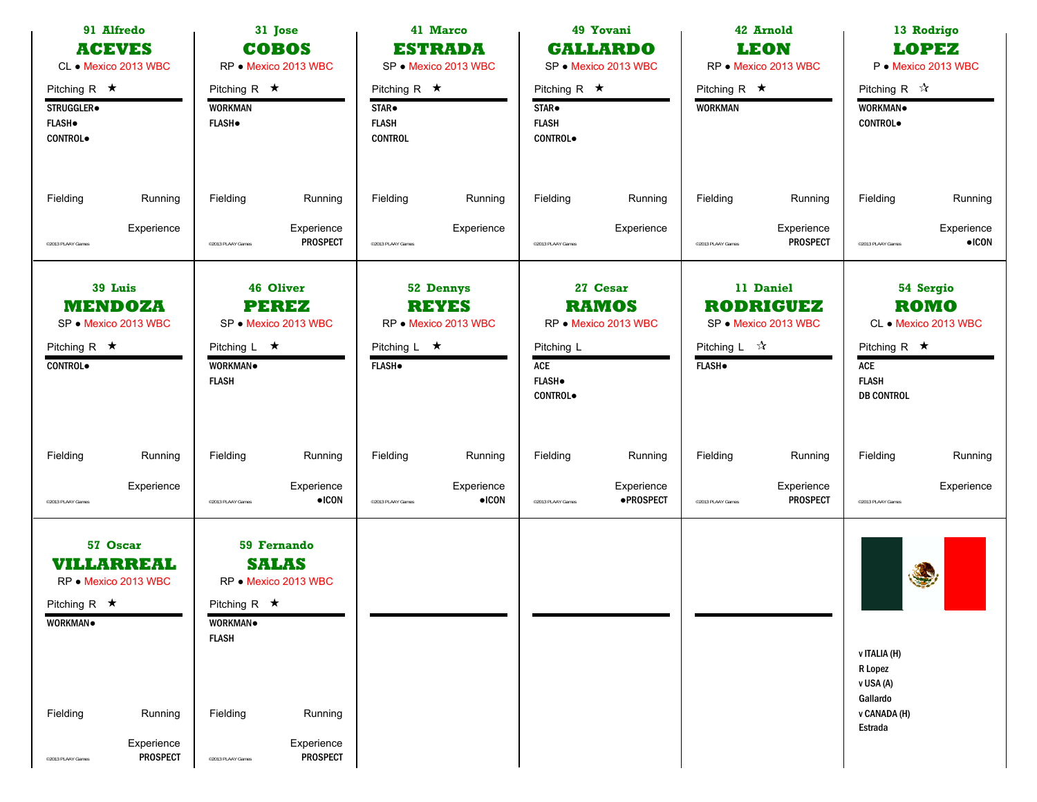## 91 Alfredo **ACEVES**
CL ● Mexico 2013 WBC

Pitching R ★

STRUGGLER●
FLASH●
CONTROL●

Fielding | Running

Experience

©2013 PLAAY Games

## 31 Jose **COBOS**
RP ● Mexico 2013 WBC

Pitching R ★

WORKMAN
FLASH●

Fielding | Running

Experience
PROSPECT

©2013 PLAAY Games

## 41 Marco **ESTRADA**
SP ● Mexico 2013 WBC

Pitching R ★

STAR●
FLASH
CONTROL

Fielding | Running

Experience

©2013 PLAAY Games

## 49 Yovani **GALLARDO**
SP ● Mexico 2013 WBC

Pitching R ★

STAR●
FLASH
CONTROL●

Fielding | Running

Experience

©2013 PLAAY Games

## 42 Arnold **LEON**
RP ● Mexico 2013 WBC

Pitching R ★

WORKMAN

Fielding | Running

Experience
PROSPECT

©2013 PLAAY Games

## 13 Rodrigo **LOPEZ**
P ● Mexico 2013 WBC

Pitching R ☆

WORKMAN●
CONTROL●

Fielding | Running

Experience
●ICON

©2013 PLAAY Games

## 39 Luis **MENDOZA**
SP ● Mexico 2013 WBC

Pitching R ★

CONTROL●

Fielding | Running

Experience

©2013 PLAAY Games

## 46 Oliver **PEREZ**
SP ● Mexico 2013 WBC

Pitching L ★

WORKMAN●
FLASH

Fielding | Running

Experience
●ICON

©2013 PLAAY Games

## 52 Dennys **REYES**
RP ● Mexico 2013 WBC

Pitching L ★

FLASH●

Fielding | Running

Experience
●ICON

©2013 PLAAY Games

## 27 Cesar **RAMOS**
RP ● Mexico 2013 WBC

Pitching L

ACE
FLASH●
CONTROL●

Fielding | Running

Experience
●PROSPECT

©2013 PLAAY Games

## 11 Daniel **RODRIGUEZ**
SP ● Mexico 2013 WBC

Pitching L ☆

FLASH●

Fielding | Running

Experience
PROSPECT

©2013 PLAAY Games

## 54 Sergio **ROMO**
CL ● Mexico 2013 WBC

Pitching R ★

ACE
FLASH
DB CONTROL

Fielding | Running

Experience

©2013 PLAAY Games

## 57 Oscar **VILLARREAL**
RP ● Mexico 2013 WBC

Pitching R ★

WORKMAN●

Fielding | Running

Experience
PROSPECT

©2013 PLAAY Games

## 59 Fernando **SALAS**
RP ● Mexico 2013 WBC

Pitching R ★

WORKMAN●
FLASH

Fielding | Running

Experience
PROSPECT

©2013 PLAAY Games

---

v ITALIA (H)
R Lopez
v USA (A)
Gallardo
v CANADA (H)
Estrada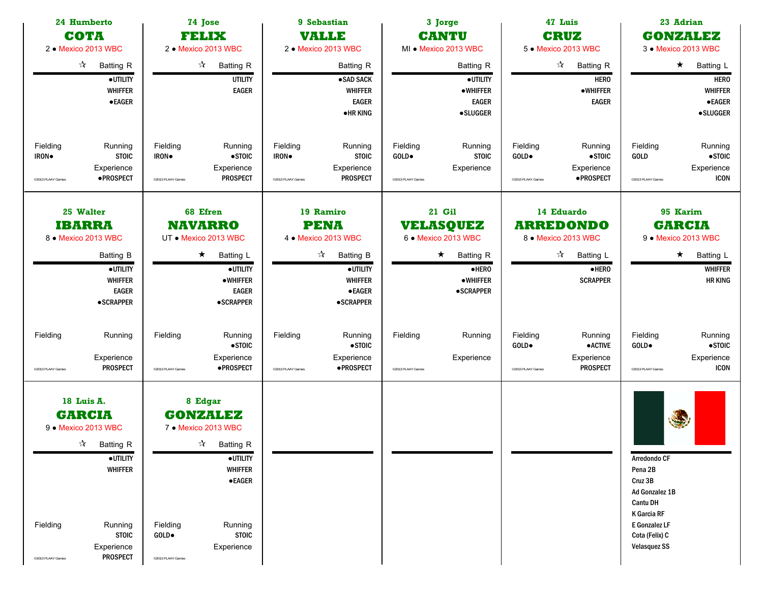### 24 Humberto COTA
2 ● Mexico 2013 WBC

☆ Batting R

●UTILITY
WHIFFER
●EAGER

Fielding: IRON●
Running: STOIC
Experience: ●PROSPECT

©2013 PLAAY Games

### 74 Jose FELIX
2 ● Mexico 2013 WBC

☆ Batting R

UTILITY
EAGER

Fielding: IRON●
Running: ●STOIC
Experience: PROSPECT

©2013 PLAAY Games

### 9 Sebastian VALLE
2 ● Mexico 2013 WBC

Batting R

●SAD SACK
WHIFFER
EAGER
●HR KING

Fielding: IRON●
Running: STOIC
Experience: PROSPECT

©2013 PLAAY Games

### 3 Jorge CANTU
MI ● Mexico 2013 WBC

Batting R

●UTILITY
●WHIFFER
EAGER
●SLUGGER

Fielding: GOLD●
Running: STOIC
Experience:

©2013 PLAAY Games

### 47 Luis CRUZ
5 ● Mexico 2013 WBC

☆ Batting R

HERO
●WHIFFER
EAGER

Fielding: GOLD●
Running: ●STOIC
Experience: ●PROSPECT

©2013 PLAAY Games

### 23 Adrian GONZALEZ
3 ● Mexico 2013 WBC

★ Batting L

HERO
WHIFFER
●EAGER
●SLUGGER

Fielding: GOLD
Running: ●STOIC
Experience: ICON

©2013 PLAAY Games

### 25 Walter IBARRA
8 ● Mexico 2013 WBC

Batting B

●UTILITY
WHIFFER
EAGER
●SCRAPPER

Fielding:
Running:
Experience: PROSPECT

©2013 PLAAY Games

### 68 Efren NAVARRO
UT ● Mexico 2013 WBC

★ Batting L

●UTILITY
●WHIFFER
EAGER
●SCRAPPER

Fielding:
Running: ●STOIC
Experience: ●PROSPECT

©2013 PLAAY Games

### 19 Ramiro PENA
4 ● Mexico 2013 WBC

☆ Batting B

●UTILITY
WHIFFER
●EAGER
●SCRAPPER

Fielding:
Running: ●STOIC
Experience: ●PROSPECT

©2013 PLAAY Games

### 21 Gil VELASQUEZ
6 ● Mexico 2013 WBC

★ Batting R

●HERO
●WHIFFER
●SCRAPPER

Fielding:
Running:
Experience:

©2013 PLAAY Games

### 14 Eduardo ARREDONDO
8 ● Mexico 2013 WBC

☆ Batting L

●HERO
SCRAPPER

Fielding: GOLD●
Running: ●ACTIVE
Experience: PROSPECT

©2013 PLAAY Games

### 95 Karim GARCIA
9 ● Mexico 2013 WBC

★ Batting L

WHIFFER
HR KING

Fielding: GOLD●
Running: ●STOIC
Experience: ICON

©2013 PLAAY Games

### 18 Luis A. GARCIA
9 ● Mexico 2013 WBC

☆ Batting R

●UTILITY
WHIFFER

Fielding:
Running: STOIC
Experience: PROSPECT

©2013 PLAAY Games

### 8 Edgar GONZALEZ
7 ● Mexico 2013 WBC

☆ Batting R

●UTILITY
WHIFFER
●EAGER

Fielding: GOLD●
Running: STOIC
Experience:

©2013 PLAAY Games

---

Arredondo CF
Pena 2B
Cruz 3B
Ad Gonzalez 1B
Cantu DH
K Garcia RF
E Gonzalez LF
Cota (Felix) C
Velasquez SS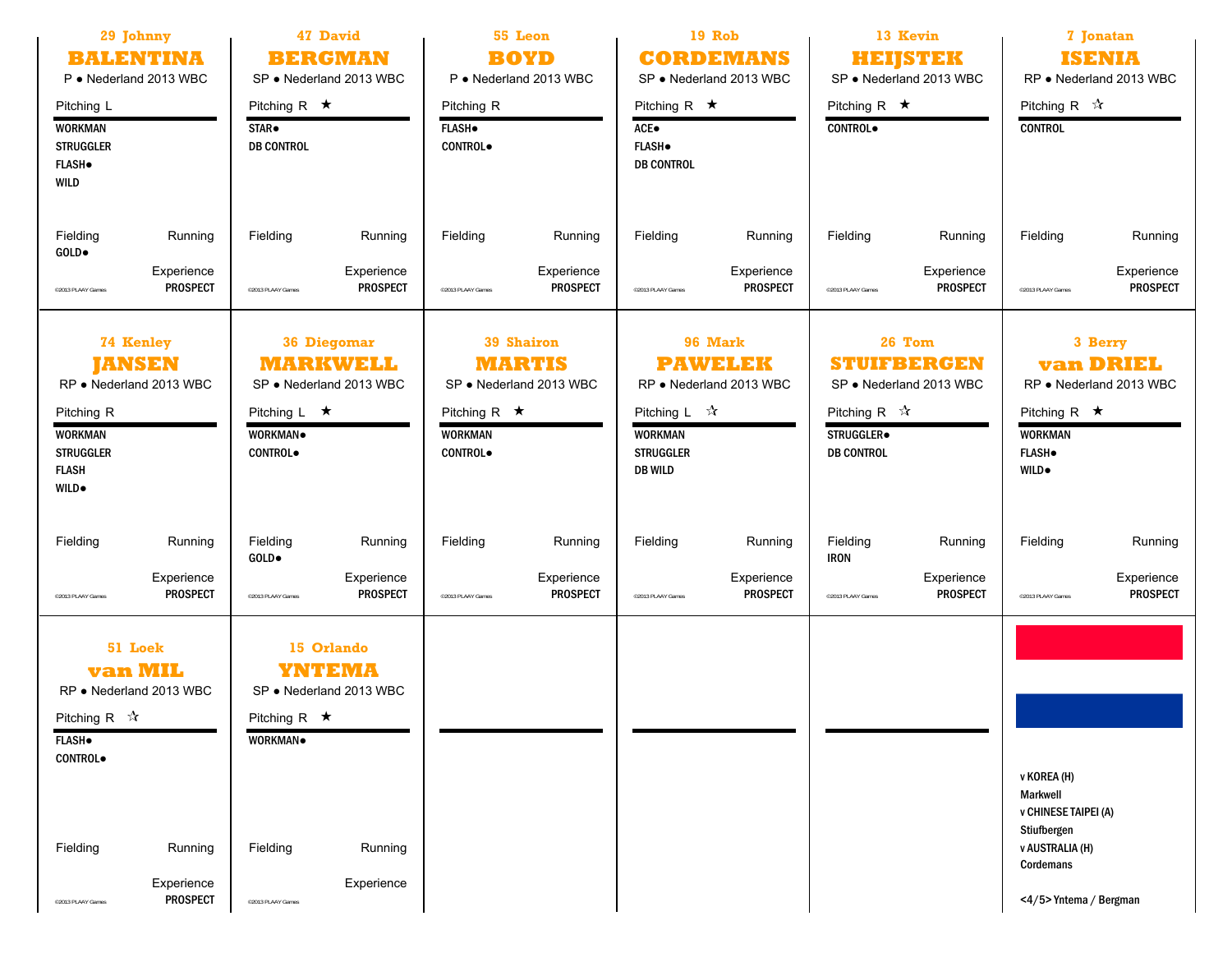### 29 Johnny BALENTINA
P • Nederland 2013 WBC

Pitching L

WORKMAN
STRUGGLER
FLASH●
WILD

Fielding: GOLD●
Running
Experience: PROSPECT

©2013 PLAAY Games

### 47 David BERGMAN
SP • Nederland 2013 WBC

Pitching R ★

STAR●
DB CONTROL

Fielding
Running
Experience: PROSPECT

©2013 PLAAY Games

### 55 Leon BOYD
P • Nederland 2013 WBC

Pitching R

FLASH●
CONTROL●

Fielding
Running
Experience: PROSPECT

©2013 PLAAY Games

### 19 Rob CORDEMANS
SP • Nederland 2013 WBC

Pitching R ★

ACE●
FLASH●
DB CONTROL

Fielding
Running
Experience: PROSPECT

©2013 PLAAY Games

### 13 Kevin HEIJSTEK
SP • Nederland 2013 WBC

Pitching R ★

CONTROL●

Fielding
Running
Experience: PROSPECT

©2013 PLAAY Games

### 7 Jonatan ISENIA
RP • Nederland 2013 WBC

Pitching R ☆

CONTROL

Fielding
Running
Experience: PROSPECT

©2013 PLAAY Games

### 74 Kenley JANSEN
RP • Nederland 2013 WBC

Pitching R

WORKMAN
STRUGGLER
FLASH
WILD●

Fielding
Running
Experience: PROSPECT

©2013 PLAAY Games

### 36 Diegomar MARKWELL
SP • Nederland 2013 WBC

Pitching L ★

WORKMAN●
CONTROL●

Fielding: GOLD●
Running
Experience: PROSPECT

©2013 PLAAY Games

### 39 Shairon MARTIS
SP • Nederland 2013 WBC

Pitching R ★

WORKMAN
CONTROL●

Fielding
Running
Experience: PROSPECT

©2013 PLAAY Games

### 96 Mark PAWELEK
RP • Nederland 2013 WBC

Pitching L ☆

WORKMAN
STRUGGLER
DB WILD

Fielding
Running
Experience: PROSPECT

©2013 PLAAY Games

### 26 Tom STUIFBERGEN
SP • Nederland 2013 WBC

Pitching R ☆

STRUGGLER●
DB CONTROL

Fielding: IRON
Running
Experience: PROSPECT

©2013 PLAAY Games

### 3 Berry van DRIEL
RP • Nederland 2013 WBC

Pitching R ★

WORKMAN
FLASH●
WILD●

Fielding
Running
Experience: PROSPECT

©2013 PLAAY Games

### 51 Loek van MIL
RP • Nederland 2013 WBC

Pitching R ☆

FLASH●
CONTROL●

Fielding
Running
Experience: PROSPECT

©2013 PLAAY Games

### 15 Orlando YNTEMA
SP • Nederland 2013 WBC

Pitching R ★

WORKMAN●

Fielding
Running
Experience

©2013 PLAAY Games

---

v KOREA (H)
Markwell
v CHINESE TAIPEI (A)
Stiufbergen
v AUSTRALIA (H)
Cordemans

<4/5> Yntema / Bergman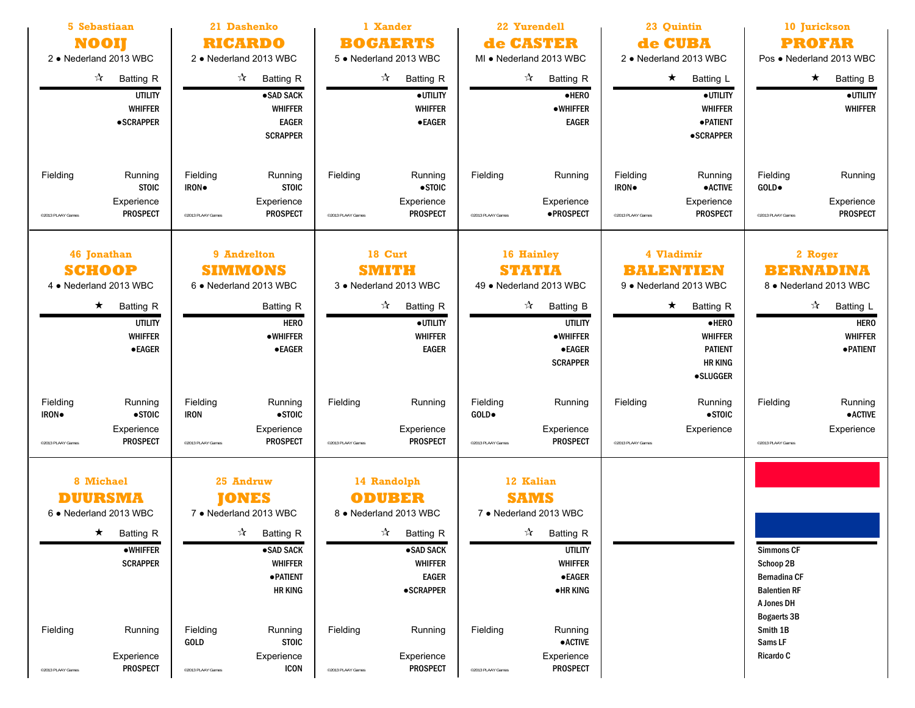## 5 Sebastiaan NOOIJ
2 • Nederland 2013 WBC

☆ Batting R

UTILITY
WHIFFER
●SCRAPPER

Fielding

Running
STOIC

Experience
PROSPECT

©2013 PLAAY Games

## 21 Dashenko RICARDO
2 • Nederland 2013 WBC

☆ Batting R

●SAD SACK
WHIFFER
EAGER
SCRAPPER

Fielding
IRON●

Running
STOIC

Experience
PROSPECT

©2013 PLAAY Games

## 1 Xander BOGAERTS
5 • Nederland 2013 WBC

☆ Batting R

●UTILITY
WHIFFER
●EAGER

Fielding

Running
●STOIC

Experience
PROSPECT

©2013 PLAAY Games

## 22 Yurendell de CASTER
MI • Nederland 2013 WBC

☆ Batting R

●HERO
●WHIFFER
EAGER

Fielding

Running

Experience
●PROSPECT

©2013 PLAAY Games

## 23 Quintin de CUBA
2 • Nederland 2013 WBC

★ Batting L

●UTILITY
WHIFFER
●PATIENT
●SCRAPPER

Fielding
IRON●

Running
●ACTIVE

Experience
PROSPECT

©2013 PLAAY Games

## 10 Jurickson PROFAR
Pos • Nederland 2013 WBC

★ Batting B

●UTILITY
WHIFFER

Fielding
GOLD●

Running

Experience
PROSPECT

©2013 PLAAY Games

## 46 Jonathan SCHOOP
4 • Nederland 2013 WBC

★ Batting R

UTILITY
WHIFFER
●EAGER

Fielding
IRON●

Running
●STOIC

Experience
PROSPECT

©2013 PLAAY Games

## 9 Andrelton SIMMONS
6 • Nederland 2013 WBC

Batting R

HERO
●WHIFFER
●EAGER

Fielding
IRON

Running
●STOIC

Experience
PROSPECT

©2013 PLAAY Games

## 18 Curt SMITH
3 • Nederland 2013 WBC

☆ Batting R

●UTILITY
WHIFFER
EAGER

Fielding

Running

Experience
PROSPECT

©2013 PLAAY Games

## 16 Hainley STATIA
49 • Nederland 2013 WBC

☆ Batting B

UTILITY
●WHIFFER
●EAGER
SCRAPPER

Fielding
GOLD●

Running

Experience
PROSPECT

©2013 PLAAY Games

## 4 Vladimir BALENTIEN
9 • Nederland 2013 WBC

★ Batting R

●HERO
WHIFFER
PATIENT
HR KING
●SLUGGER

Fielding

Running
●STOIC

Experience

©2013 PLAAY Games

## 2 Roger BERNADINA
8 • Nederland 2013 WBC

☆ Batting L

HERO
WHIFFER
●PATIENT

Fielding

Running
●ACTIVE

Experience

©2013 PLAAY Games

## 8 Michael DUURSMA
6 • Nederland 2013 WBC

★ Batting R

●WHIFFER
SCRAPPER

Fielding

Running

Experience
PROSPECT

©2013 PLAAY Games

## 25 Andruw JONES
7 • Nederland 2013 WBC

☆ Batting R

●SAD SACK
WHIFFER
●PATIENT
HR KING

Fielding
GOLD

Running
STOIC

Experience
ICON

©2013 PLAAY Games

## 14 Randolph ODUBER
8 • Nederland 2013 WBC

☆ Batting R

●SAD SACK
WHIFFER
EAGER
●SCRAPPER

Fielding

Running

Experience
PROSPECT

©2013 PLAAY Games

## 12 Kalian SAMS
7 • Nederland 2013 WBC

☆ Batting R

UTILITY
WHIFFER
●EAGER
●HR KING

Fielding

Running
●ACTIVE

Experience
PROSPECT

©2013 PLAAY Games

---

Simmons CF
Schoop 2B
Bernadina CF
Balentien RF
A Jones DH
Bogaerts 3B
Smith 1B
Sams LF
Ricardo C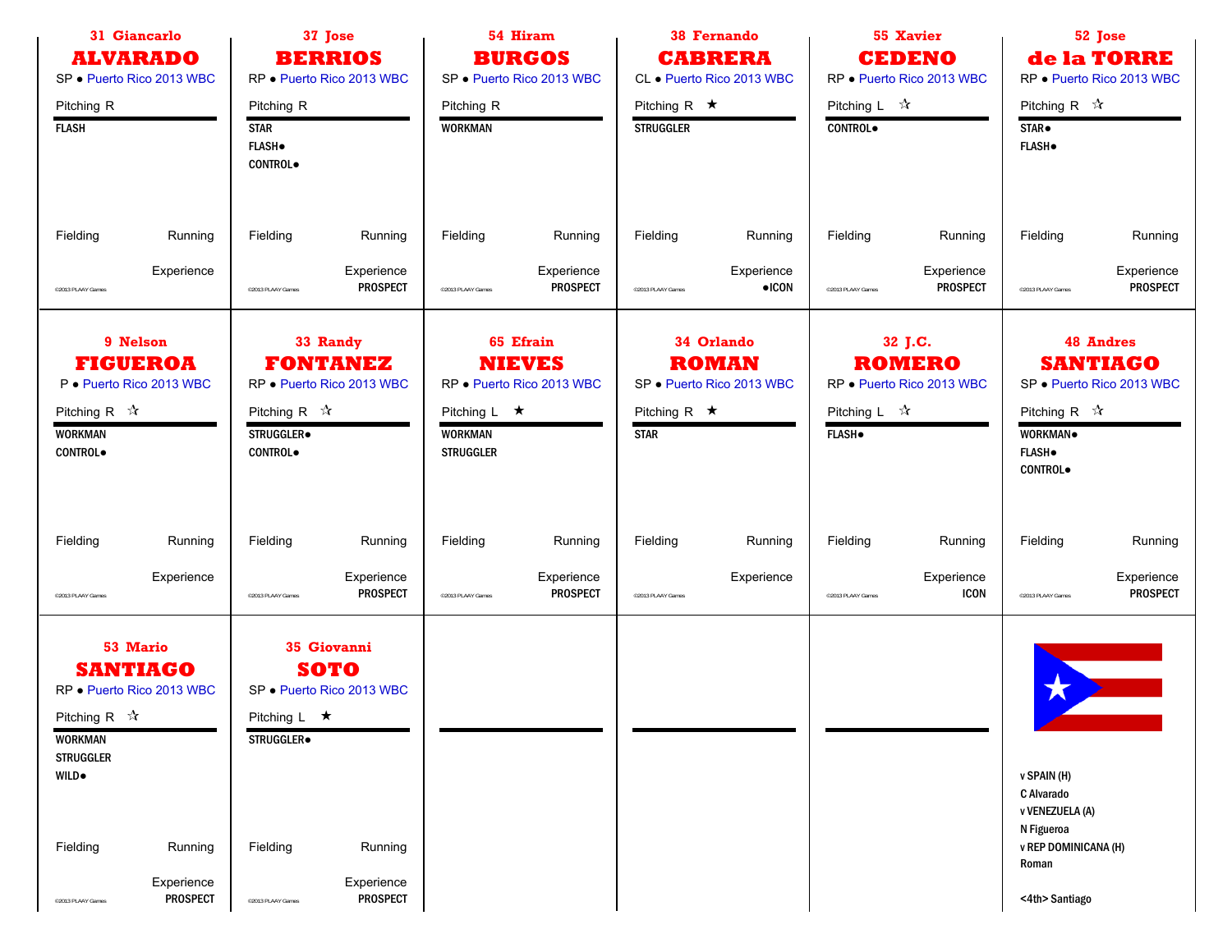## 31 Giancarlo ALVARADO

SP • Puerto Rico 2013 WBC

Pitching R

FLASH

Fielding Running

Experience

©2013 PLAAY Games

## 37 Jose BERRIOS

RP • Puerto Rico 2013 WBC

Pitching R

STAR
FLASH●
CONTROL●

Fielding Running

Experience
PROSPECT

©2013 PLAAY Games

## 54 Hiram BURGOS

SP • Puerto Rico 2013 WBC

Pitching R

WORKMAN

Fielding Running

Experience
PROSPECT

©2013 PLAAY Games

## 38 Fernando CABRERA

CL • Puerto Rico 2013 WBC

Pitching R ★

STRUGGLER

Fielding Running

Experience
●ICON

©2013 PLAAY Games

## 55 Xavier CEDENO

RP • Puerto Rico 2013 WBC

Pitching L ☆

CONTROL●

Fielding Running

Experience
PROSPECT

©2013 PLAAY Games

## 52 Jose de la TORRE

RP • Puerto Rico 2013 WBC

Pitching R ☆

STAR●
FLASH●

Fielding Running

Experience
PROSPECT

©2013 PLAAY Games

## 9 Nelson FIGUEROA

P • Puerto Rico 2013 WBC

Pitching R ☆

WORKMAN
CONTROL●

Fielding Running

Experience

©2013 PLAAY Games

## 33 Randy FONTANEZ

RP • Puerto Rico 2013 WBC

Pitching R ☆

STRUGGLER●
CONTROL●

Fielding Running

Experience
PROSPECT

©2013 PLAAY Games

## 65 Efrain NIEVES

RP • Puerto Rico 2013 WBC

Pitching L ★

WORKMAN
STRUGGLER

Fielding Running

Experience
PROSPECT

©2013 PLAAY Games

## 34 Orlando ROMAN

SP • Puerto Rico 2013 WBC

Pitching R ★

STAR

Fielding Running

Experience

©2013 PLAAY Games

## 32 J.C. ROMERO

RP • Puerto Rico 2013 WBC

Pitching L ☆

FLASH●

Fielding Running

Experience
ICON

©2013 PLAAY Games

## 48 Andres SANTIAGO

SP • Puerto Rico 2013 WBC

Pitching R ☆

WORKMAN●
FLASH●
CONTROL●

Fielding Running

Experience
PROSPECT

©2013 PLAAY Games

## 53 Mario SANTIAGO

RP • Puerto Rico 2013 WBC

Pitching R ☆

WORKMAN
STRUGGLER
WILD●

Fielding Running

Experience
PROSPECT

©2013 PLAAY Games

## 35 Giovanni SOTO

SP • Puerto Rico 2013 WBC

Pitching L ★

STRUGGLER●

Fielding Running

Experience
PROSPECT

©2013 PLAAY Games

v SPAIN (H)
C Alvarado
v VENEZUELA (A)
N Figueroa
v REP DOMINICANA (H)
Roman

<4th> Santiago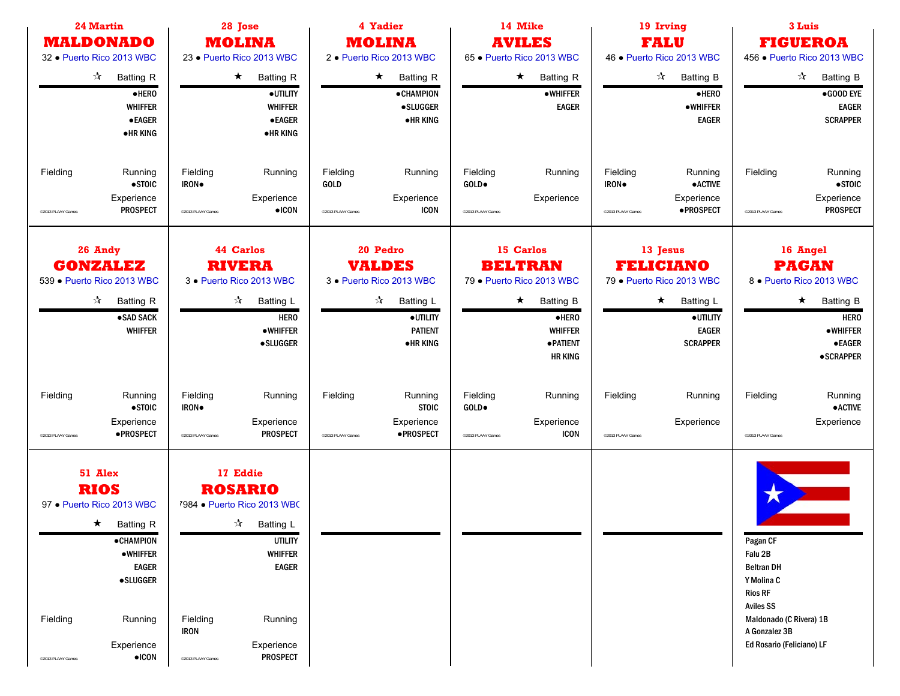## 24 Martin MALDONADO

32 • Puerto Rico 2013 WBC

☆ Batting R

- ●HERO
- WHIFFER
- ●EAGER
- ●HR KING

Fielding

Running: ●STOIC

Experience: PROSPECT

©2013 PLAAY Games

## 28 Jose MOLINA

23 • Puerto Rico 2013 WBC

★ Batting R

- ●UTILITY
- WHIFFER
- ●EAGER
- ●HR KING

Fielding: IRON●

Running

Experience: ●ICON

©2013 PLAAY Games

## 4 Yadier MOLINA

2 • Puerto Rico 2013 WBC

★ Batting R

- ●CHAMPION
- ●SLUGGER
- ●HR KING

Fielding: GOLD

Running

Experience: ICON

©2013 PLAAY Games

## 14 Mike AVILES

65 • Puerto Rico 2013 WBC

★ Batting R

- ●WHIFFER
- EAGER

Fielding: GOLD●

Running

Experience

©2013 PLAAY Games

## 19 Irving FALU

46 • Puerto Rico 2013 WBC

☆ Batting B

- ●HERO
- ●WHIFFER
- EAGER

Fielding: IRON●

Running: ●ACTIVE

Experience: ●PROSPECT

©2013 PLAAY Games

## 3 Luis FIGUEROA

456 • Puerto Rico 2013 WBC

☆ Batting B

- ●GOOD EYE
- EAGER
- SCRAPPER

Fielding

Running: ●STOIC

Experience: PROSPECT

©2013 PLAAY Games

## 26 Andy GONZALEZ

539 • Puerto Rico 2013 WBC

☆ Batting R

- ●SAD SACK
- WHIFFER

Fielding

Running: ●STOIC

Experience: ●PROSPECT

©2013 PLAAY Games

## 44 Carlos RIVERA

3 • Puerto Rico 2013 WBC

☆ Batting L

- HERO
- ●WHIFFER
- ●SLUGGER

Fielding: IRON●

Running

Experience: PROSPECT

©2013 PLAAY Games

## 20 Pedro VALDES

3 • Puerto Rico 2013 WBC

☆ Batting L

- ●UTILITY
- PATIENT
- ●HR KING

Fielding

Running: STOIC

Experience: ●PROSPECT

©2013 PLAAY Games

## 15 Carlos BELTRAN

79 • Puerto Rico 2013 WBC

★ Batting B

- ●HERO
- WHIFFER
- ●PATIENT
- HR KING

Fielding: GOLD●

Running

Experience: ICON

©2013 PLAAY Games

## 13 Jesus FELICIANO

79 • Puerto Rico 2013 WBC

★ Batting L

- ●UTILITY
- EAGER
- SCRAPPER

Fielding

Running

Experience

©2013 PLAAY Games

## 16 Angel PAGAN

8 • Puerto Rico 2013 WBC

★ Batting B

- HERO
- ●WHIFFER
- ●EAGER
- ●SCRAPPER

Fielding

Running: ●ACTIVE

Experience

©2013 PLAAY Games

## 51 Alex RIOS

97 • Puerto Rico 2013 WBC

★ Batting R

- ●CHAMPION
- ●WHIFFER
- EAGER
- ●SLUGGER

Fielding

Running

Experience: ●ICON

©2013 PLAAY Games

## 17 Eddie ROSARIO

7984 • Puerto Rico 2013 WBC

☆ Batting L

- UTILITY
- WHIFFER
- EAGER

Fielding: IRON

Running

Experience: PROSPECT

©2013 PLAAY Games

---

Pagan CF
Falu 2B
Beltran DH
Y Molina C
Rios RF
Aviles SS
Maldonado (C Rivera) 1B
A Gonzalez 3B
Ed Rosario (Feliciano) LF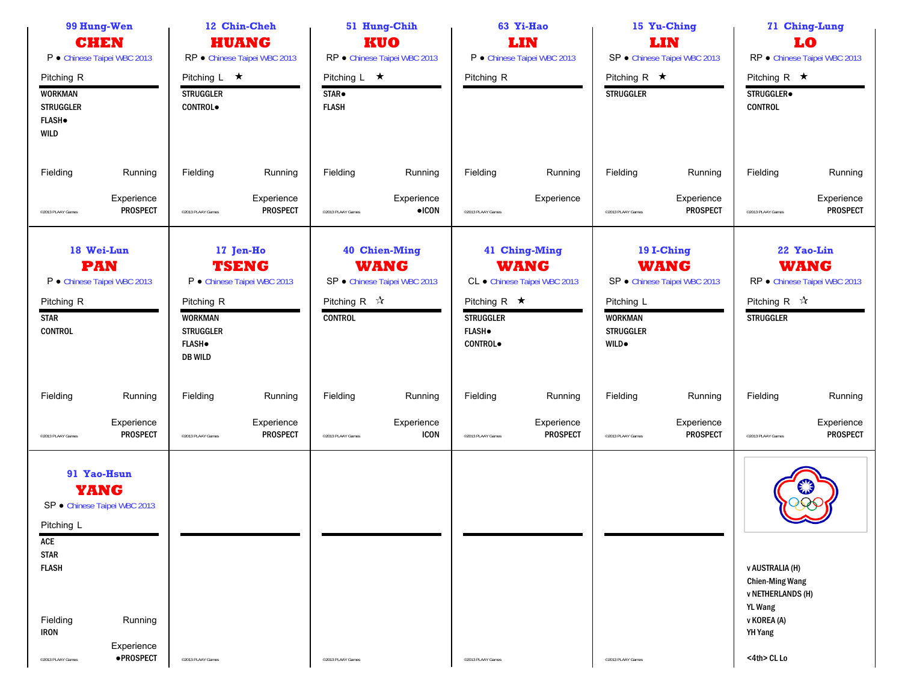## 99 Hung-Wen CHEN

P • Chinese Taipei WBC 2013

Pitching R

WORKMAN
STRUGGLER
FLASH●
WILD

Fielding | Running

Experience
PROSPECT

©2013 PLAAY Games

## 12 Chin-Cheh HUANG

RP • Chinese Taipei WBC 2013

Pitching L ★

STRUGGLER
CONTROL●

Fielding | Running

Experience
PROSPECT

©2013 PLAAY Games

## 51 Hung-Chih KUO

RP • Chinese Taipei WBC 2013

Pitching L ★

STAR●
FLASH

Fielding | Running

Experience
●ICON

©2013 PLAAY Games

## 63 Yi-Hao LIN

P • Chinese Taipei WBC 2013

Pitching R

Fielding | Running

Experience

©2013 PLAAY Games

## 15 Yu-Ching LIN

SP • Chinese Taipei WBC 2013

Pitching R ★

STRUGGLER

Fielding | Running

Experience
PROSPECT

©2013 PLAAY Games

## 71 Ching-Lung LO

RP • Chinese Taipei WBC 2013

Pitching R ★

STRUGGLER●
CONTROL

Fielding | Running

Experience
PROSPECT

©2013 PLAAY Games

## 18 Wei-Lun PAN

P • Chinese Taipei WBC 2013

Pitching R

STAR
CONTROL

Fielding | Running

Experience
PROSPECT

©2013 PLAAY Games

## 17 Jen-Ho TSENG

P • Chinese Taipei WBC 2013

Pitching R

WORKMAN
STRUGGLER
FLASH●
DB WILD

Fielding | Running

Experience
PROSPECT

©2013 PLAAY Games

## 40 Chien-Ming WANG

SP • Chinese Taipei WBC 2013

Pitching R ☆

CONTROL

Fielding | Running

Experience
ICON

©2013 PLAAY Games

## 41 Ching-Ming WANG

CL • Chinese Taipei WBC 2013

Pitching R ★

STRUGGLER
FLASH●
CONTROL●

Fielding | Running

Experience
PROSPECT

©2013 PLAAY Games

## 19 I-Ching WANG

SP • Chinese Taipei WBC 2013

Pitching L

WORKMAN
STRUGGLER
WILD●

Fielding | Running

Experience
PROSPECT

©2013 PLAAY Games

## 22 Yao-Lin WANG

RP • Chinese Taipei WBC 2013

Pitching R ☆

STRUGGLER

Fielding | Running

Experience
PROSPECT

©2013 PLAAY Games

## 91 Yao-Hsun YANG

SP • Chinese Taipei WBC 2013

Pitching L

ACE
STAR
FLASH

Fielding | Running
IRON

Experience
●PROSPECT

©2013 PLAAY Games

©2013 PLAAY Games

©2013 PLAAY Games

©2013 PLAAY Games

©2013 PLAAY Games

v AUSTRALIA (H)
Chien-Ming Wang
v NETHERLANDS (H)
YL Wang
v KOREA (A)
YH Yang

<4th> CL Lo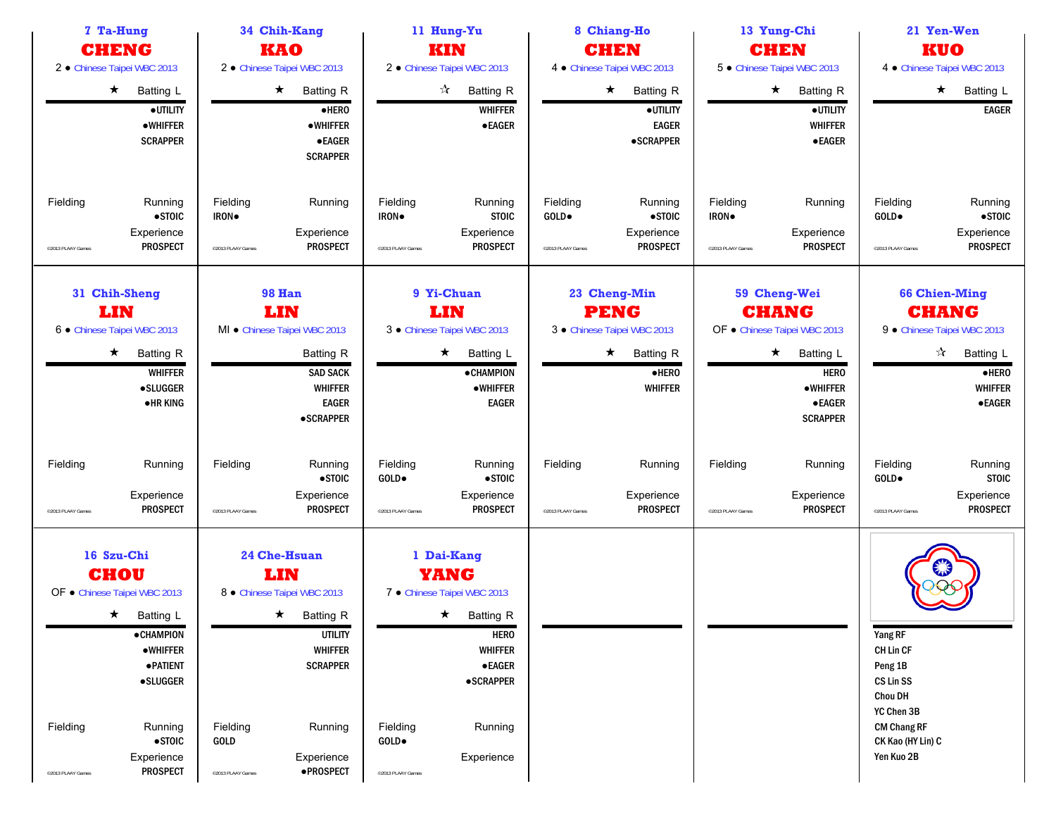## 7 Ta-Hung CHENG

2 ● Chinese Taipei WBC 2013

★ Batting L

●UTILITY
●WHIFFER
SCRAPPER

Fielding | Running
●STOIC

Experience
PROSPECT

©2013 PLAAY Games

## 34 Chih-Kang KAO

2 ● Chinese Taipei WBC 2013

★ Batting R

●HERO
●WHIFFER
●EAGER
SCRAPPER

Fielding | Running
IRON●

Experience
PROSPECT

©2013 PLAAY Games

## 11 Hung-Yu KIN

2 ● Chinese Taipei WBC 2013

☆ Batting R

WHIFFER
●EAGER

Fielding | Running
IRON● | STOIC

Experience
PROSPECT

©2013 PLAAY Games

## 8 Chiang-Ho CHEN

4 ● Chinese Taipei WBC 2013

★ Batting R

●UTILITY
EAGER
●SCRAPPER

Fielding | Running
GOLD● | ●STOIC

Experience
PROSPECT

©2013 PLAAY Games

## 13 Yung-Chi CHEN

5 ● Chinese Taipei WBC 2013

★ Batting R

●UTILITY
WHIFFER
●EAGER

Fielding | Running
IRON●

Experience
PROSPECT

©2013 PLAAY Games

## 21 Yen-Wen KUO

4 ● Chinese Taipei WBC 2013

★ Batting L

EAGER

Fielding | Running
GOLD● | ●STOIC

Experience
PROSPECT

©2013 PLAAY Games

## 31 Chih-Sheng LIN

6 ● Chinese Taipei WBC 2013

★ Batting R

WHIFFER
●SLUGGER
●HR KING

Fielding | Running

Experience
PROSPECT

©2013 PLAAY Games

## 98 Han LIN

MI ● Chinese Taipei WBC 2013

Batting R

SAD SACK
WHIFFER
EAGER
●SCRAPPER

Fielding | Running
●STOIC

Experience
PROSPECT

©2013 PLAAY Games

## 9 Yi-Chuan LIN

3 ● Chinese Taipei WBC 2013

★ Batting L

●CHAMPION
●WHIFFER
EAGER

Fielding | Running
GOLD● | ●STOIC

Experience
PROSPECT

©2013 PLAAY Games

## 23 Cheng-Min PENG

3 ● Chinese Taipei WBC 2013

★ Batting R

●HERO
WHIFFER

Fielding | Running

Experience
PROSPECT

©2013 PLAAY Games

## 59 Cheng-Wei CHANG

OF ● Chinese Taipei WBC 2013

★ Batting L

HERO
●WHIFFER
●EAGER
SCRAPPER

Fielding | Running

Experience
PROSPECT

©2013 PLAAY Games

## 66 Chien-Ming CHANG

9 ● Chinese Taipei WBC 2013

☆ Batting L

●HERO
WHIFFER
●EAGER

Fielding | Running
GOLD● | STOIC

Experience
PROSPECT

©2013 PLAAY Games

## 16 Szu-Chi CHOU

OF ● Chinese Taipei WBC 2013

★ Batting L

●CHAMPION
●WHIFFER
●PATIENT
●SLUGGER

Fielding | Running
●STOIC

Experience
PROSPECT

©2013 PLAAY Games

## 24 Che-Hsuan LIN

8 ● Chinese Taipei WBC 2013

★ Batting R

UTILITY
WHIFFER
SCRAPPER

Fielding | Running
GOLD

Experience
●PROSPECT

©2013 PLAAY Games

## 1 Dai-Kang YANG

7 ● Chinese Taipei WBC 2013

★ Batting R

HERO
WHIFFER
●EAGER
●SCRAPPER

Fielding | Running
GOLD●

Experience

©2013 PLAAY Games

Yang RF
CH Lin CF
Peng 1B
CS Lin SS
Chou DH
YC Chen 3B
CM Chang RF
CK Kao (HY Lin) C
Yen Kuo 2B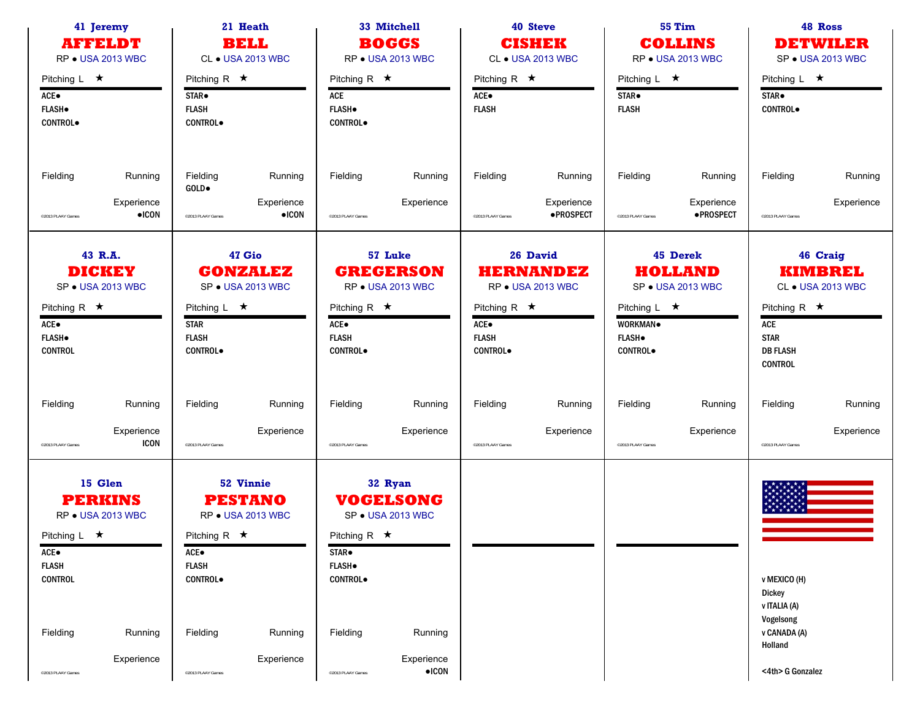### 41 Jeremy **AFFELDT**
RP ● USA 2013 WBC

Pitching L ★

ACE●
FLASH●
CONTROL●

Fielding | Running

Experience
●ICON

©2013 PLAAY Games

---

### 21 Heath **BELL**
CL ● USA 2013 WBC

Pitching R ★

STAR●
FLASH
CONTROL●

Fielding | Running
GOLD●

Experience
●ICON

©2013 PLAAY Games

---

### 33 Mitchell **BOGGS**
RP ● USA 2013 WBC

Pitching R ★

ACE
FLASH●
CONTROL●

Fielding | Running

Experience

©2013 PLAAY Games

---

### 40 Steve **CISHEK**
CL ● USA 2013 WBC

Pitching R ★

ACE●
FLASH

Fielding | Running

Experience
●PROSPECT

©2013 PLAAY Games

---

### 55 Tim **COLLINS**
RP ● USA 2013 WBC

Pitching L ★

STAR●
FLASH

Fielding | Running

Experience
●PROSPECT

©2013 PLAAY Games

---

### 48 Ross **DETWILER**
SP ● USA 2013 WBC

Pitching L ★

STAR●
CONTROL●

Fielding | Running

Experience

©2013 PLAAY Games

---

### 43 R.A. **DICKEY**
SP ● USA 2013 WBC

Pitching R ★

ACE●
FLASH●
CONTROL

Fielding | Running

Experience
ICON

©2013 PLAAY Games

---

### 47 Gio **GONZALEZ**
SP ● USA 2013 WBC

Pitching L ★

STAR
FLASH
CONTROL●

Fielding | Running

Experience

©2013 PLAAY Games

---

### 57 Luke **GREGERSON**
RP ● USA 2013 WBC

Pitching R ★

ACE●
FLASH
CONTROL●

Fielding | Running

Experience

©2013 PLAAY Games

---

### 26 David **HERNANDEZ**
RP ● USA 2013 WBC

Pitching R ★

ACE●
FLASH
CONTROL●

Fielding | Running

Experience

©2013 PLAAY Games

---

### 45 Derek **HOLLAND**
SP ● USA 2013 WBC

Pitching L ★

WORKMAN●
FLASH●
CONTROL●

Fielding | Running

Experience

©2013 PLAAY Games

---

### 46 Craig **KIMBREL**
CL ● USA 2013 WBC

Pitching R ★

ACE
STAR
DB FLASH
CONTROL

Fielding | Running

Experience

©2013 PLAAY Games

---

### 15 Glen **PERKINS**
RP ● USA 2013 WBC

Pitching L ★

ACE●
FLASH
CONTROL

Fielding | Running

Experience

©2013 PLAAY Games

---

### 52 Vinnie **PESTANO**
RP ● USA 2013 WBC

Pitching R ★

ACE●
FLASH
CONTROL●

Fielding | Running

Experience

©2013 PLAAY Games

---

### 32 Ryan **VOGELSONG**
SP ● USA 2013 WBC

Pitching R ★

STAR●
FLASH●
CONTROL●

Fielding | Running

Experience
●ICON

©2013 PLAAY Games

---

v MEXICO (H)
Dickey
v ITALIA (A)
Vogelsong
v CANADA (A)
Holland

<4th> G Gonzalez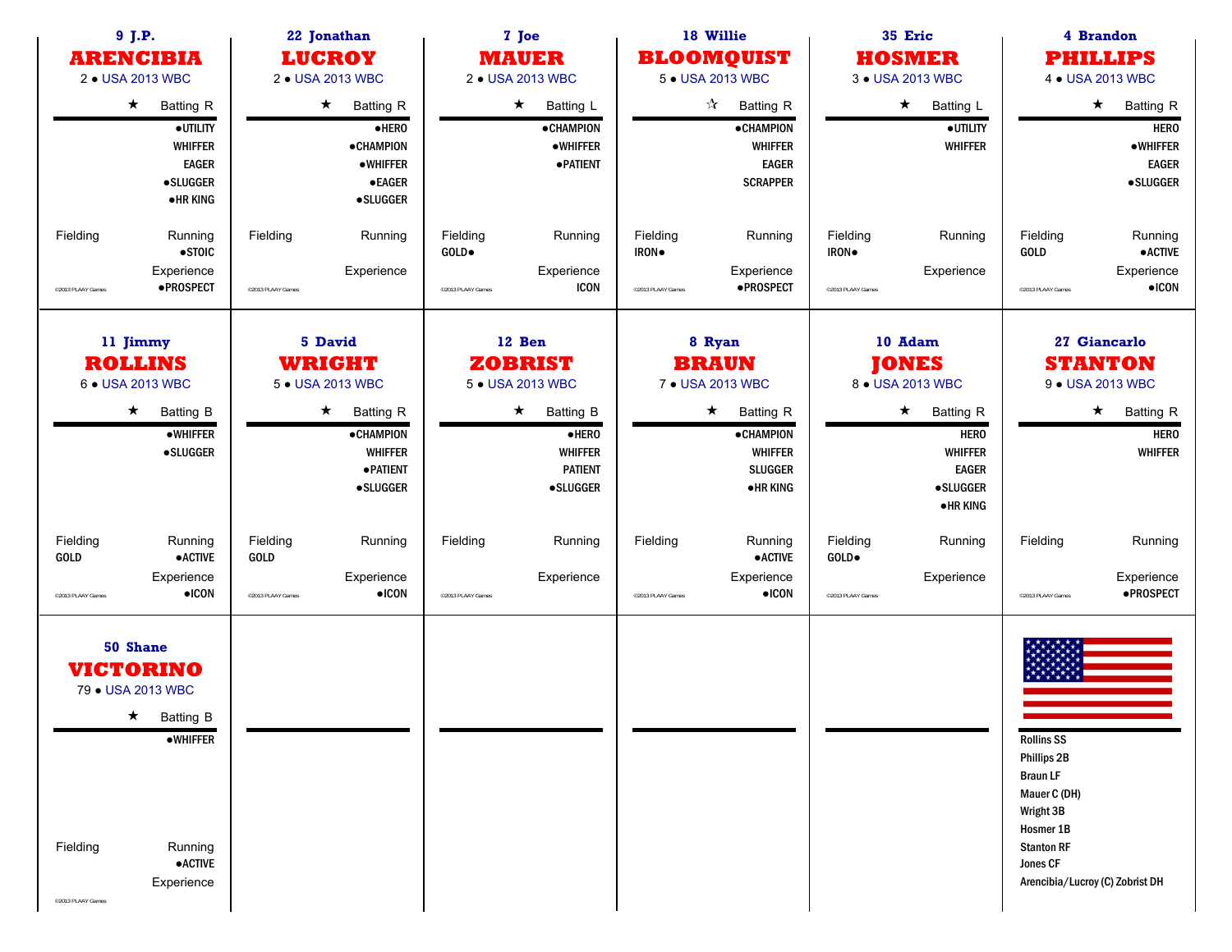### 9 J.P. ARENCIBIA
2 • USA 2013 WBC

★ Batting R

- •UTILITY
- WHIFFER
- EAGER
- •SLUGGER
- •HR KING

Fielding

Running
•STOIC

Experience
•PROSPECT

©2013 PLAAY Games

### 22 Jonathan LUCROY
2 • USA 2013 WBC

★ Batting R

- •HERO
- •CHAMPION
- •WHIFFER
- •EAGER
- •SLUGGER

Fielding

Running

Experience

©2013 PLAAY Games

### 7 Joe MAUER
2 • USA 2013 WBC

★ Batting L

- •CHAMPION
- •WHIFFER
- •PATIENT

Fielding
GOLD•

Running

Experience
ICON

©2013 PLAAY Games

### 18 Willie BLOOMQUIST
5 • USA 2013 WBC

☆ Batting R

- •CHAMPION
- WHIFFER
- EAGER
- SCRAPPER

Fielding
IRON•

Running

Experience
•PROSPECT

©2013 PLAAY Games

### 35 Eric HOSMER
3 • USA 2013 WBC

★ Batting L

- •UTILITY
- WHIFFER

Fielding
IRON•

Running

Experience

©2013 PLAAY Games

### 4 Brandon PHILLIPS
4 • USA 2013 WBC

★ Batting R

- HERO
- •WHIFFER
- EAGER
- •SLUGGER

Fielding
GOLD

Running
•ACTIVE

Experience
•ICON

©2013 PLAAY Games

### 11 Jimmy ROLLINS
6 • USA 2013 WBC

★ Batting B

- •WHIFFER
- •SLUGGER

Fielding
GOLD

Running
•ACTIVE

Experience
•ICON

©2013 PLAAY Games

### 5 David WRIGHT
5 • USA 2013 WBC

★ Batting R

- •CHAMPION
- WHIFFER
- •PATIENT
- •SLUGGER

Fielding
GOLD

Running

Experience
•ICON

©2013 PLAAY Games

### 12 Ben ZOBRIST
5 • USA 2013 WBC

★ Batting B

- •HERO
- WHIFFER
- PATIENT
- •SLUGGER

Fielding

Running

Experience

©2013 PLAAY Games

### 8 Ryan BRAUN
7 • USA 2013 WBC

★ Batting R

- •CHAMPION
- WHIFFER
- SLUGGER
- •HR KING

Fielding

Running
•ACTIVE

Experience
•ICON

©2013 PLAAY Games

### 10 Adam JONES
8 • USA 2013 WBC

★ Batting R

- HERO
- WHIFFER
- EAGER
- •SLUGGER
- •HR KING

Fielding
GOLD•

Running

Experience

©2013 PLAAY Games

### 27 Giancarlo STANTON
9 • USA 2013 WBC

★ Batting R

- HERO
- WHIFFER

Fielding

Running

Experience
•PROSPECT

©2013 PLAAY Games

### 50 Shane VICTORINO
79 • USA 2013 WBC

★ Batting B

- •WHIFFER

Fielding

Running
•ACTIVE

Experience

©2013 PLAAY Games

---

Rollins SS
Phillips 2B
Braun LF
Mauer C (DH)
Wright 3B
Hosmer 1B
Stanton RF
Jones CF
Arencibia/Lucroy (C) Zobrist DH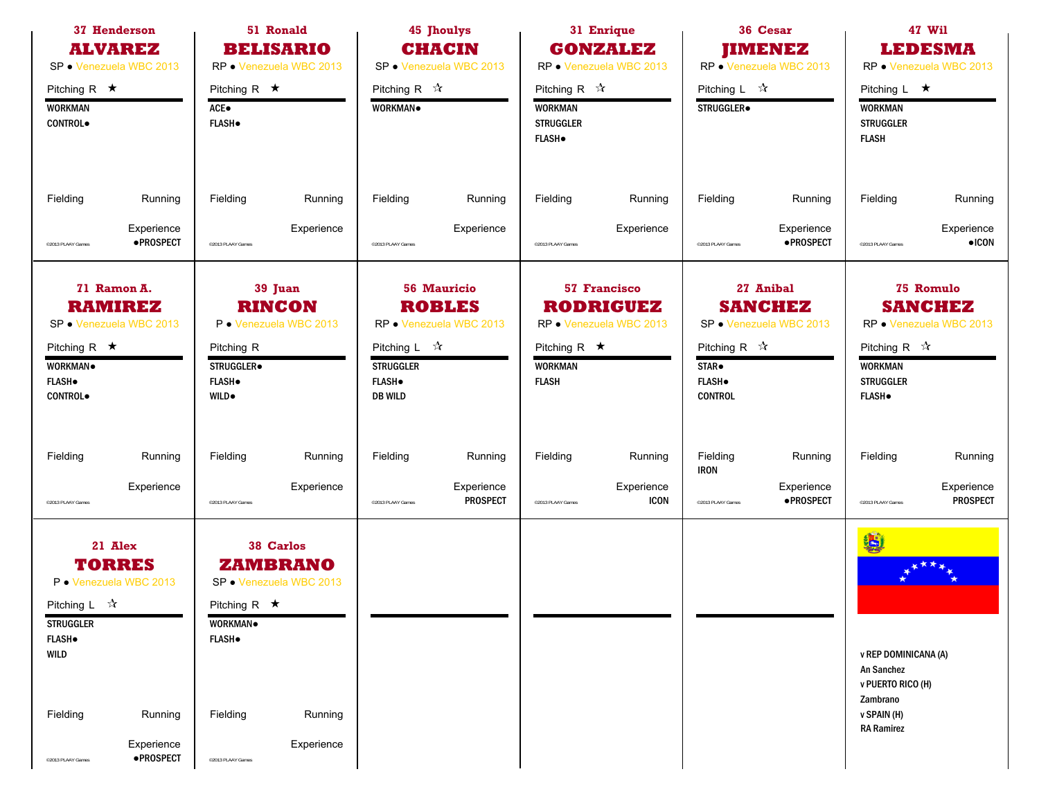## 37 Henderson ALVAREZ
SP ● Venezuela WBC 2013

Pitching R ★

WORKMAN
CONTROL●

Fielding | Running

Experience
●PROSPECT

©2013 PLAAY Games

---

## 51 Ronald BELISARIO
RP ● Venezuela WBC 2013

Pitching R ★

ACE●
FLASH●

Fielding | Running

Experience

©2013 PLAAY Games

---

## 45 Jhoulys CHACIN
SP ● Venezuela WBC 2013

Pitching R ☆

WORKMAN●

Fielding | Running

Experience

©2013 PLAAY Games

---

## 31 Enrique GONZALEZ
RP ● Venezuela WBC 2013

Pitching R ☆

WORKMAN
STRUGGLER
FLASH●

Fielding | Running

Experience

©2013 PLAAY Games

---

## 36 Cesar JIMENEZ
RP ● Venezuela WBC 2013

Pitching L ☆

STRUGGLER●

Fielding | Running

Experience
●PROSPECT

©2013 PLAAY Games

---

## 47 Wil LEDESMA
RP ● Venezuela WBC 2013

Pitching L ★

WORKMAN
STRUGGLER
FLASH

Fielding | Running

Experience
●ICON

©2013 PLAAY Games

---

## 71 Ramon A. RAMIREZ
SP ● Venezuela WBC 2013

Pitching R ★

WORKMAN●
FLASH●
CONTROL●

Fielding | Running

Experience

©2013 PLAAY Games

---

## 39 Juan RINCON
P ● Venezuela WBC 2013

Pitching R

STRUGGLER●
FLASH●
WILD●

Fielding | Running

Experience

©2013 PLAAY Games

---

## 56 Mauricio ROBLES
RP ● Venezuela WBC 2013

Pitching L ☆

STRUGGLER
FLASH●
DB WILD

Fielding | Running

Experience
PROSPECT

©2013 PLAAY Games

---

## 57 Francisco RODRIGUEZ
RP ● Venezuela WBC 2013

Pitching R ★

WORKMAN
FLASH

Fielding | Running

Experience
ICON

©2013 PLAAY Games

---

## 27 Anibal SANCHEZ
SP ● Venezuela WBC 2013

Pitching R ☆

STAR●
FLASH●
CONTROL

Fielding | Running
IRON

Experience
●PROSPECT

©2013 PLAAY Games

---

## 75 Romulo SANCHEZ
RP ● Venezuela WBC 2013

Pitching R ☆

WORKMAN
STRUGGLER
FLASH●

Fielding | Running

Experience
PROSPECT

©2013 PLAAY Games

---

## 21 Alex TORRES
P ● Venezuela WBC 2013

Pitching L ☆

STRUGGLER
FLASH●
WILD

Fielding | Running

Experience
●PROSPECT

©2013 PLAAY Games

---

## 38 Carlos ZAMBRANO
SP ● Venezuela WBC 2013

Pitching R ★

WORKMAN●
FLASH●

Fielding | Running

Experience

©2013 PLAAY Games

---

v REP DOMINICANA (A)
An Sanchez
v PUERTO RICO (H)
Zambrano
v SPAIN (H)
RA Ramirez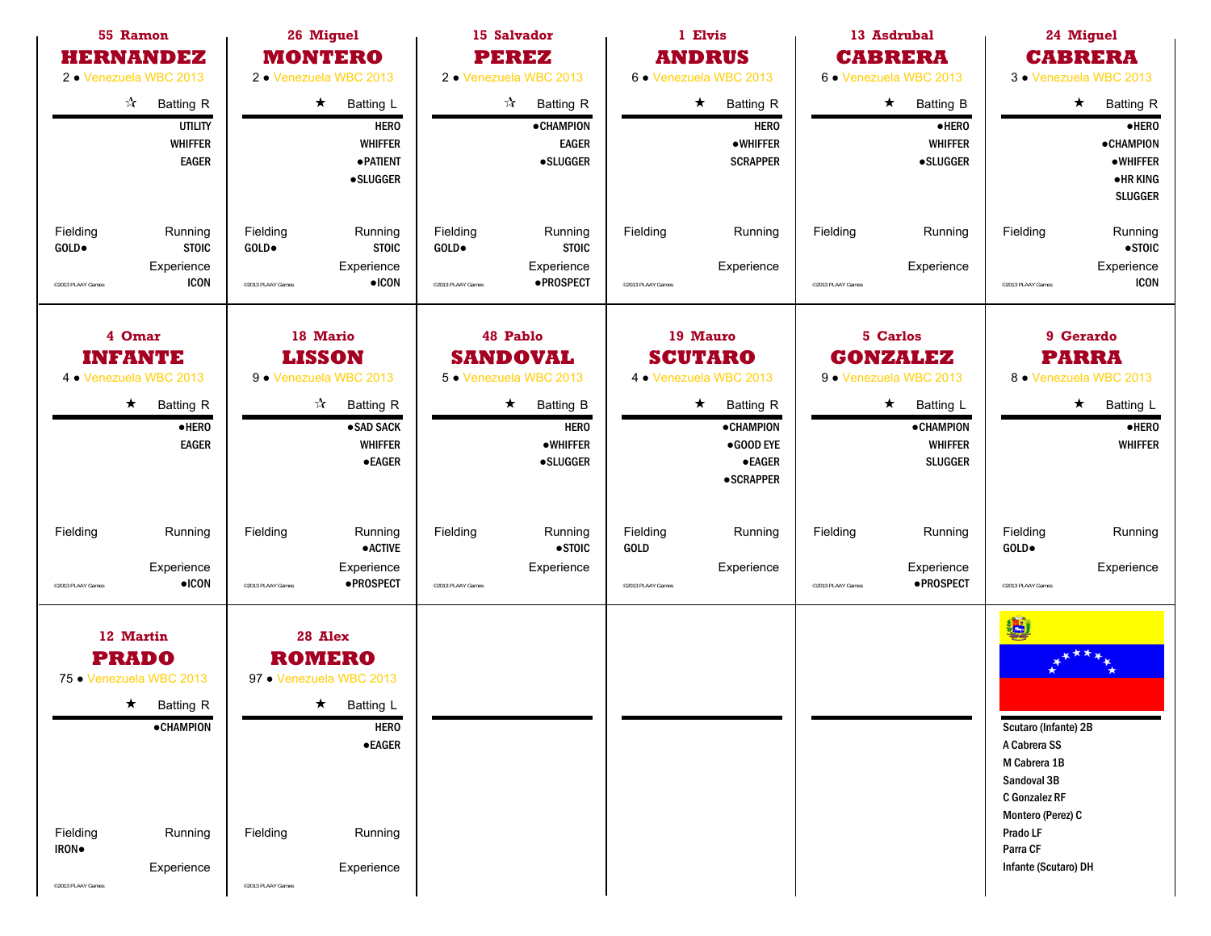55 Ramon
## HERNANDEZ
2 ● Venezuela WBC 2013

☆ Batting R

UTILITY
WHIFFER
EAGER

Fielding: GOLD●
Running: STOIC
Experience: ICON

©2013 PLAAY Games

---

26 Miguel
## MONTERO
2 ● Venezuela WBC 2013

★ Batting L

HERO
WHIFFER
●PATIENT
●SLUGGER

Fielding: GOLD●
Running: STOIC
Experience: ●ICON

©2013 PLAAY Games

---

15 Salvador
## PEREZ
2 ● Venezuela WBC 2013

☆ Batting R

●CHAMPION
EAGER
●SLUGGER

Fielding: GOLD●
Running: STOIC
Experience: ●PROSPECT

©2013 PLAAY Games

---

1 Elvis
## ANDRUS
6 ● Venezuela WBC 2013

★ Batting R

HERO
●WHIFFER
SCRAPPER

Fielding
Running
Experience

©2013 PLAAY Games

---

13 Asdrubal
## CABRERA
6 ● Venezuela WBC 2013

★ Batting B

●HERO
WHIFFER
●SLUGGER

Fielding
Running
Experience

©2013 PLAAY Games

---

24 Miguel
## CABRERA
3 ● Venezuela WBC 2013

★ Batting R

●HERO
●CHAMPION
●WHIFFER
●HR KING
SLUGGER

Fielding
Running: ●STOIC
Experience: ICON

©2013 PLAAY Games

---

4 Omar
## INFANTE
4 ● Venezuela WBC 2013

★ Batting R

●HERO
EAGER

Fielding
Running
Experience: ●ICON

©2013 PLAAY Games

---

18 Mario
## LISSON
9 ● Venezuela WBC 2013

☆ Batting R

●SAD SACK
WHIFFER
●EAGER

Fielding
Running: ●ACTIVE
Experience: ●PROSPECT

©2013 PLAAY Games

---

48 Pablo
## SANDOVAL
5 ● Venezuela WBC 2013

★ Batting B

HERO
●WHIFFER
●SLUGGER

Fielding
Running: ●STOIC
Experience

©2013 PLAAY Games

---

19 Mauro
## SCUTARO
4 ● Venezuela WBC 2013

★ Batting R

●CHAMPION
●GOOD EYE
●EAGER
●SCRAPPER

Fielding: GOLD
Running
Experience

©2013 PLAAY Games

---

5 Carlos
## GONZALEZ
9 ● Venezuela WBC 2013

★ Batting L

●CHAMPION
WHIFFER
SLUGGER

Fielding
Running
Experience: ●PROSPECT

©2013 PLAAY Games

---

9 Gerardo
## PARRA
8 ● Venezuela WBC 2013

★ Batting L

●HERO
WHIFFER

Fielding: GOLD●
Running
Experience

©2013 PLAAY Games

---

12 Martin
## PRADO
75 ● Venezuela WBC 2013

★ Batting R

●CHAMPION

Fielding: IRON●
Running
Experience

©2013 PLAAY Games

---

28 Alex
## ROMERO
97 ● Venezuela WBC 2013

★ Batting L

HERO
●EAGER

Fielding
Running
Experience

©2013 PLAAY Games

---

Scutaro (Infante) 2B
A Cabrera SS
M Cabrera 1B
Sandoval 3B
C Gonzalez RF
Montero (Perez) C
Prado LF
Parra CF
Infante (Scutaro) DH